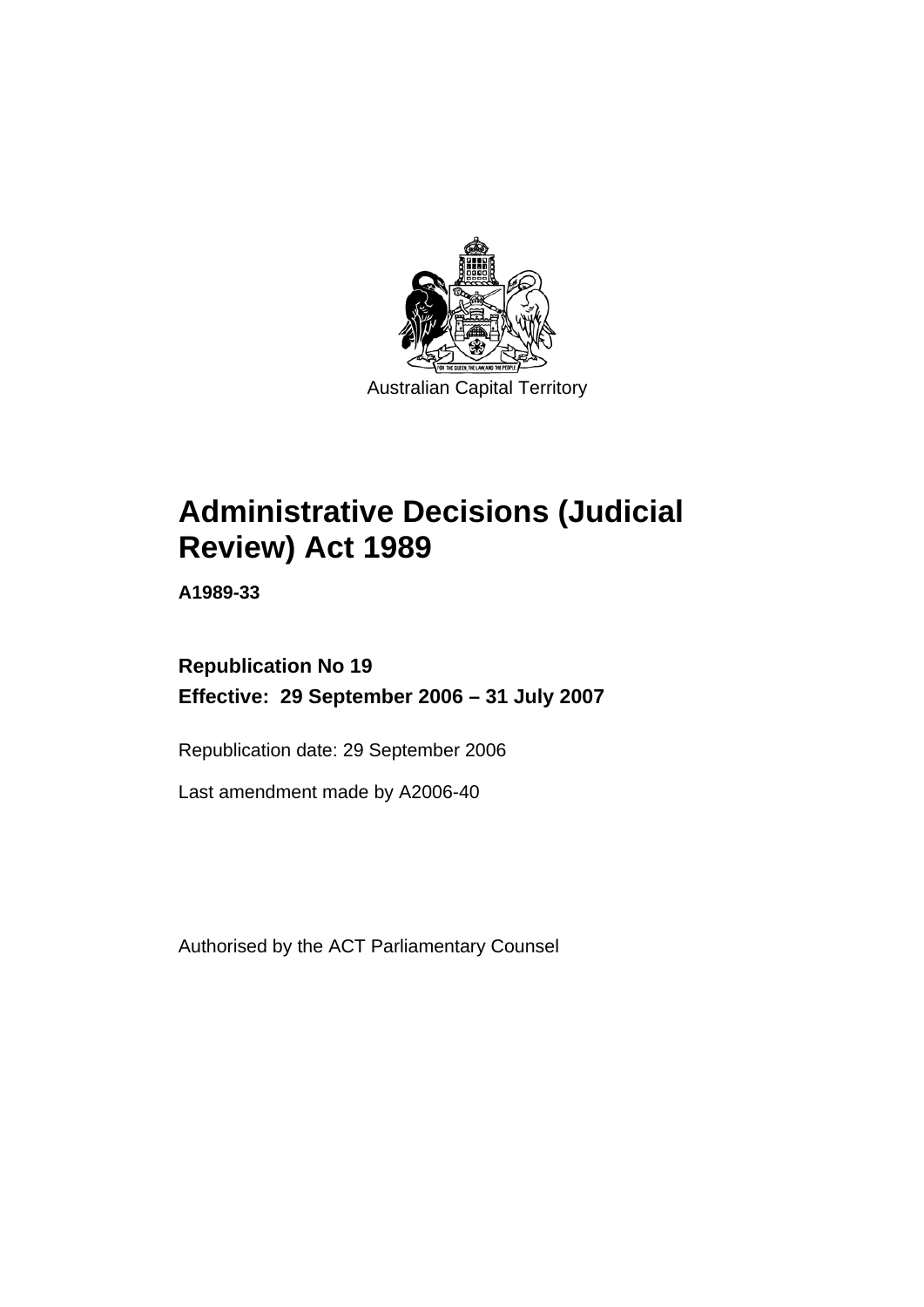Australian Capital Territory

# Administrative Decisions (Judicial Review) Act 1989

**A1989-33**

**Republication No 19**

**Effective: 29 September 2006 – 31 July 2007**

Republication date: 29 September 2006

Last amendment made by A2006-40

Authorised by the ACT Parliamentary Counsel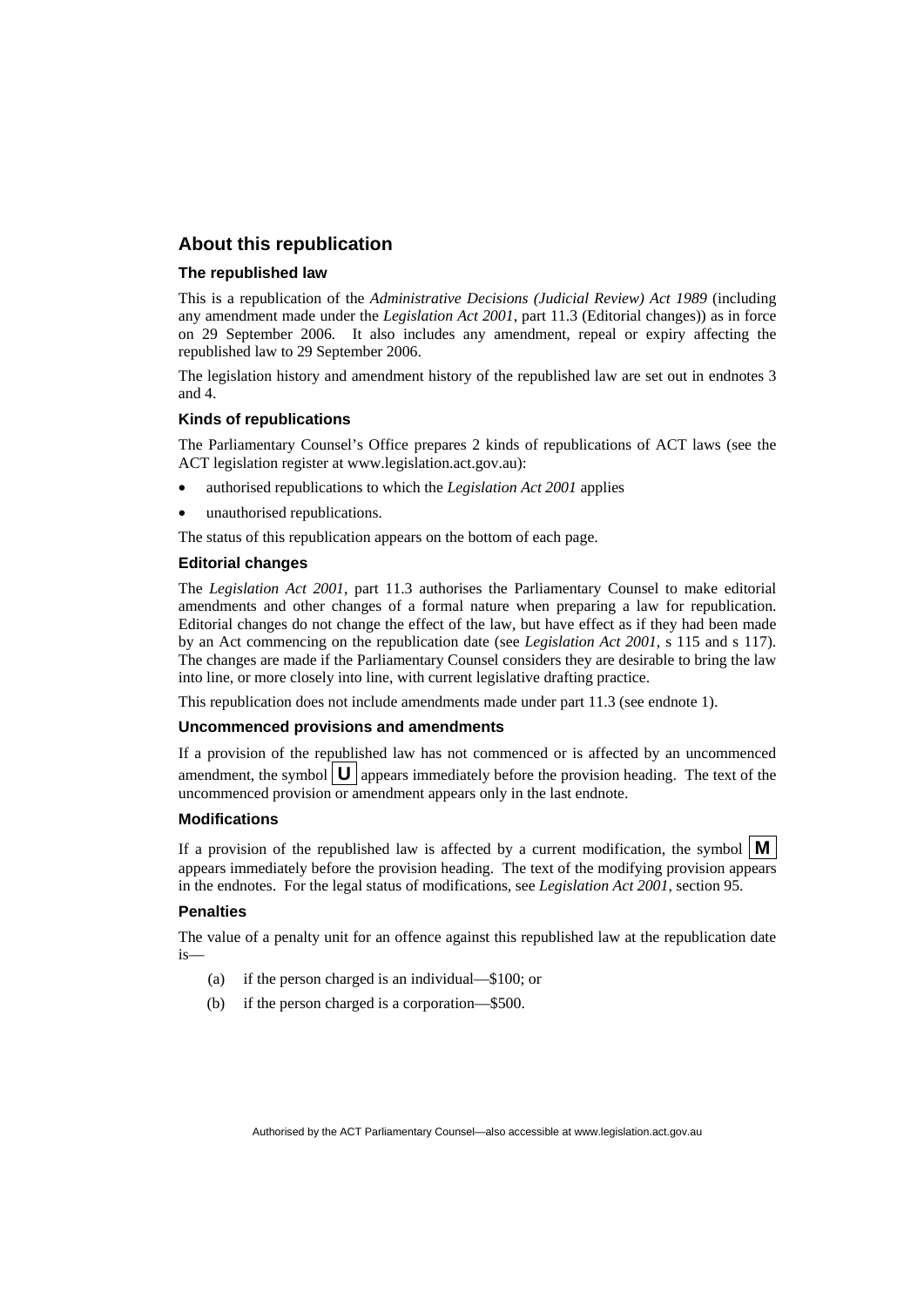## About this republication

### The republished law

This is a republication of the *Administrative Decisions (Judicial Review) Act 1989* (including any amendment made under the *Legislation Act 2001*, part 11.3 (Editorial changes)) as in force on 29 September 2006. It also includes any amendment, repeal or expiry affecting the republished law to 29 September 2006.

The legislation history and amendment history of the republished law are set out in endnotes 3 and 4.

### Kinds of republications

The Parliamentary Counsel's Office prepares 2 kinds of republications of ACT laws (see the ACT legislation register at www.legislation.act.gov.au):

- authorised republications to which the *Legislation Act 2001* applies
- unauthorised republications.

The status of this republication appears on the bottom of each page.

### Editorial changes

The *Legislation Act 2001*, part 11.3 authorises the Parliamentary Counsel to make editorial amendments and other changes of a formal nature when preparing a law for republication. Editorial changes do not change the effect of the law, but have effect as if they had been made by an Act commencing on the republication date (see *Legislation Act 2001*, s 115 and s 117). The changes are made if the Parliamentary Counsel considers they are desirable to bring the law into line, or more closely into line, with current legislative drafting practice.

This republication does not include amendments made under part 11.3 (see endnote 1).

### Uncommenced provisions and amendments

If a provision of the republished law has not commenced or is affected by an uncommenced amendment, the symbol **U** appears immediately before the provision heading. The text of the uncommenced provision or amendment appears only in the last endnote.

### Modifications

If a provision of the republished law is affected by a current modification, the symbol **M** appears immediately before the provision heading. The text of the modifying provision appears in the endnotes. For the legal status of modifications, see *Legislation Act 2001*, section 95.

### Penalties

The value of a penalty unit for an offence against this republished law at the republication date is—

(a) if the person charged is an individual—$100; or

(b) if the person charged is a corporation—$500.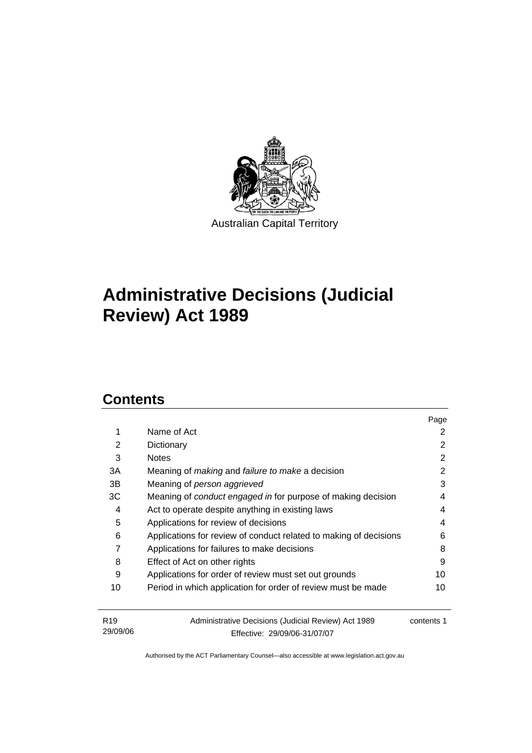Australian Capital Territory

# Administrative Decisions (Judicial Review) Act 1989

## Contents

| | | Page |
|---|---|---|
| 1 | Name of Act | 2 |
| 2 | Dictionary | 2 |
| 3 | Notes | 2 |
| 3A | Meaning of *making* and *failure to make* a decision | 2 |
| 3B | Meaning of *person aggrieved* | 3 |
| 3C | Meaning of *conduct engaged in* for purpose of making decision | 4 |
| 4 | Act to operate despite anything in existing laws | 4 |
| 5 | Applications for review of decisions | 4 |
| 6 | Applications for review of conduct related to making of decisions | 6 |
| 7 | Applications for failures to make decisions | 8 |
| 8 | Effect of Act on other rights | 9 |
| 9 | Applications for order of review must set out grounds | 10 |
| 10 | Period in which application for order of review must be made | 10 |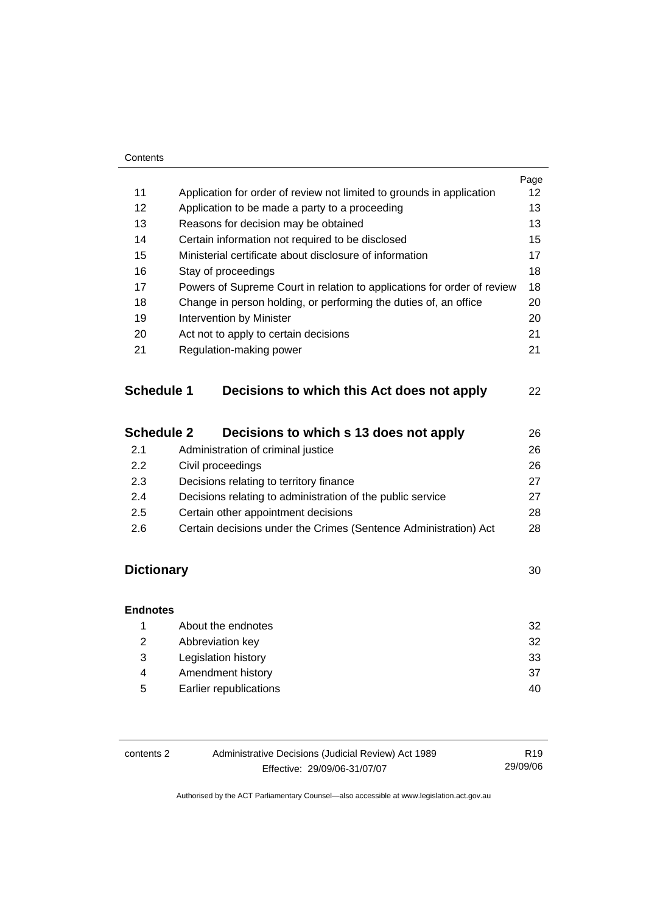| | | Page |
|---|---|---|
| 11 | Application for order of review not limited to grounds in application | 12 |
| 12 | Application to be made a party to a proceeding | 13 |
| 13 | Reasons for decision may be obtained | 13 |
| 14 | Certain information not required to be disclosed | 15 |
| 15 | Ministerial certificate about disclosure of information | 17 |
| 16 | Stay of proceedings | 18 |
| 17 | Powers of Supreme Court in relation to applications for order of review | 18 |
| 18 | Change in person holding, or performing the duties of, an office | 20 |
| 19 | Intervention by Minister | 20 |
| 20 | Act not to apply to certain decisions | 21 |
| 21 | Regulation-making power | 21 |

| | | |
|---|---|---|
| **Schedule 1** | **Decisions to which this Act does not apply** | 22 |

| | | |
|---|---|---|
| **Schedule 2** | **Decisions to which s 13 does not apply** | 26 |
| 2.1 | Administration of criminal justice | 26 |
| 2.2 | Civil proceedings | 26 |
| 2.3 | Decisions relating to territory finance | 27 |
| 2.4 | Decisions relating to administration of the public service | 27 |
| 2.5 | Certain other appointment decisions | 28 |
| 2.6 | Certain decisions under the Crimes (Sentence Administration) Act | 28 |

| | |
|---|---|
| **Dictionary** | 30 |

**Endnotes**

| | | |
|---|---|---|
| 1 | About the endnotes | 32 |
| 2 | Abbreviation key | 32 |
| 3 | Legislation history | 33 |
| 4 | Amendment history | 37 |
| 5 | Earlier republications | 40 |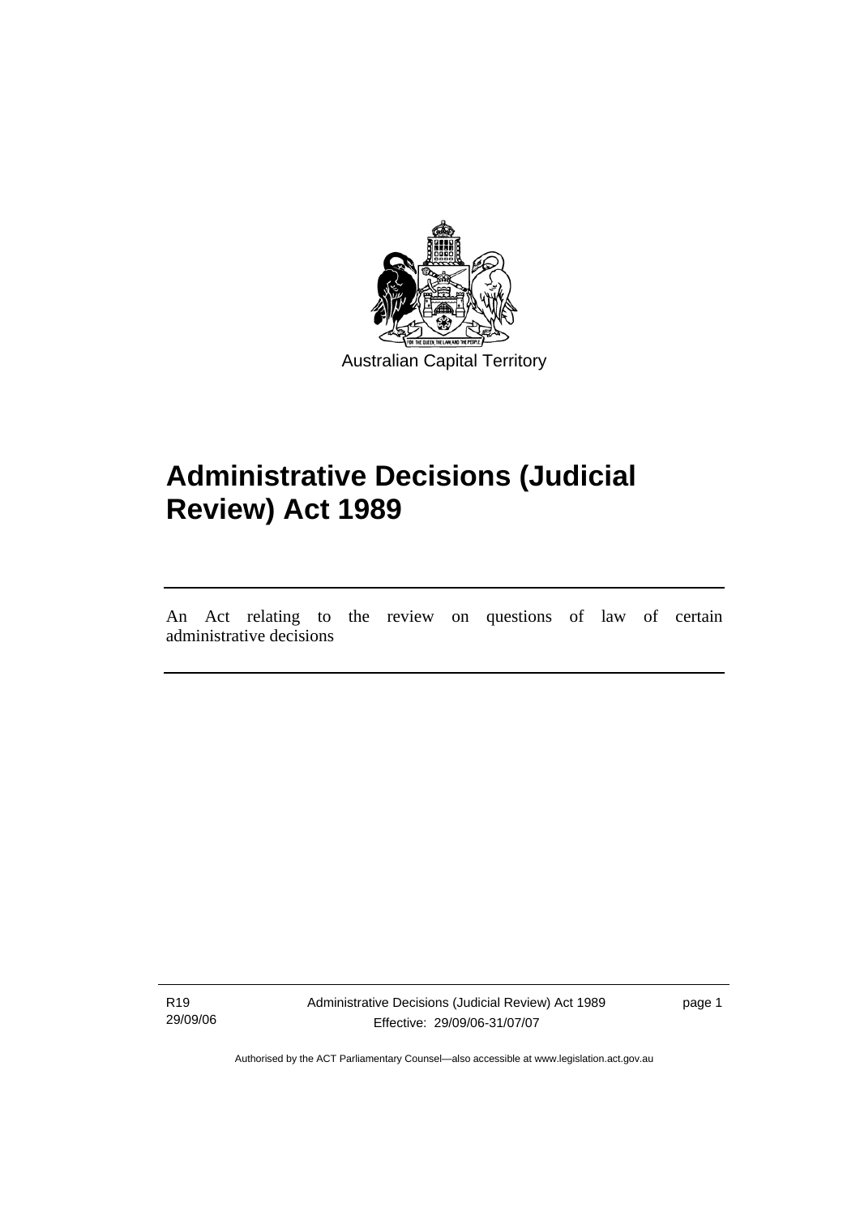Australian Capital Territory

# Administrative Decisions (Judicial Review) Act 1989

An Act relating to the review on questions of law of certain administrative decisions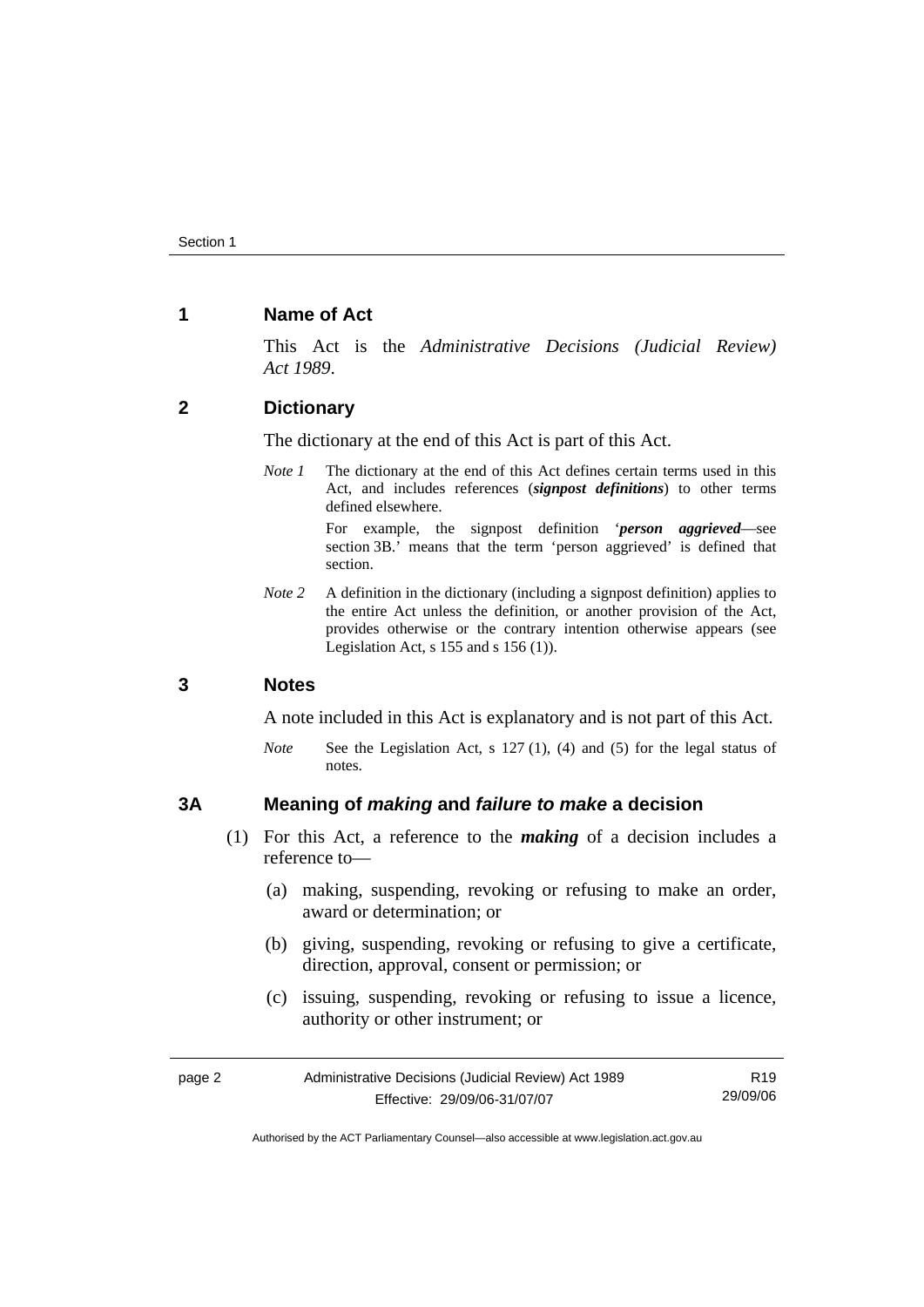## 1 Name of Act

This Act is the *Administrative Decisions (Judicial Review) Act 1989*.

## 2 Dictionary

The dictionary at the end of this Act is part of this Act.

*Note 1* The dictionary at the end of this Act defines certain terms used in this Act, and includes references (***signpost definitions***) to other terms defined elsewhere.

For example, the signpost definition '***person aggrieved***—see section 3B.' means that the term 'person aggrieved' is defined that section.

*Note 2* A definition in the dictionary (including a signpost definition) applies to the entire Act unless the definition, or another provision of the Act, provides otherwise or the contrary intention otherwise appears (see Legislation Act, s 155 and s 156 (1)).

## 3 Notes

A note included in this Act is explanatory and is not part of this Act.

*Note* See the Legislation Act, s 127 (1), (4) and (5) for the legal status of notes.

## 3A Meaning of *making* and *failure to make* a decision

(1) For this Act, a reference to the ***making*** of a decision includes a reference to—

(a) making, suspending, revoking or refusing to make an order, award or determination; or

(b) giving, suspending, revoking or refusing to give a certificate, direction, approval, consent or permission; or

(c) issuing, suspending, revoking or refusing to issue a licence, authority or other instrument; or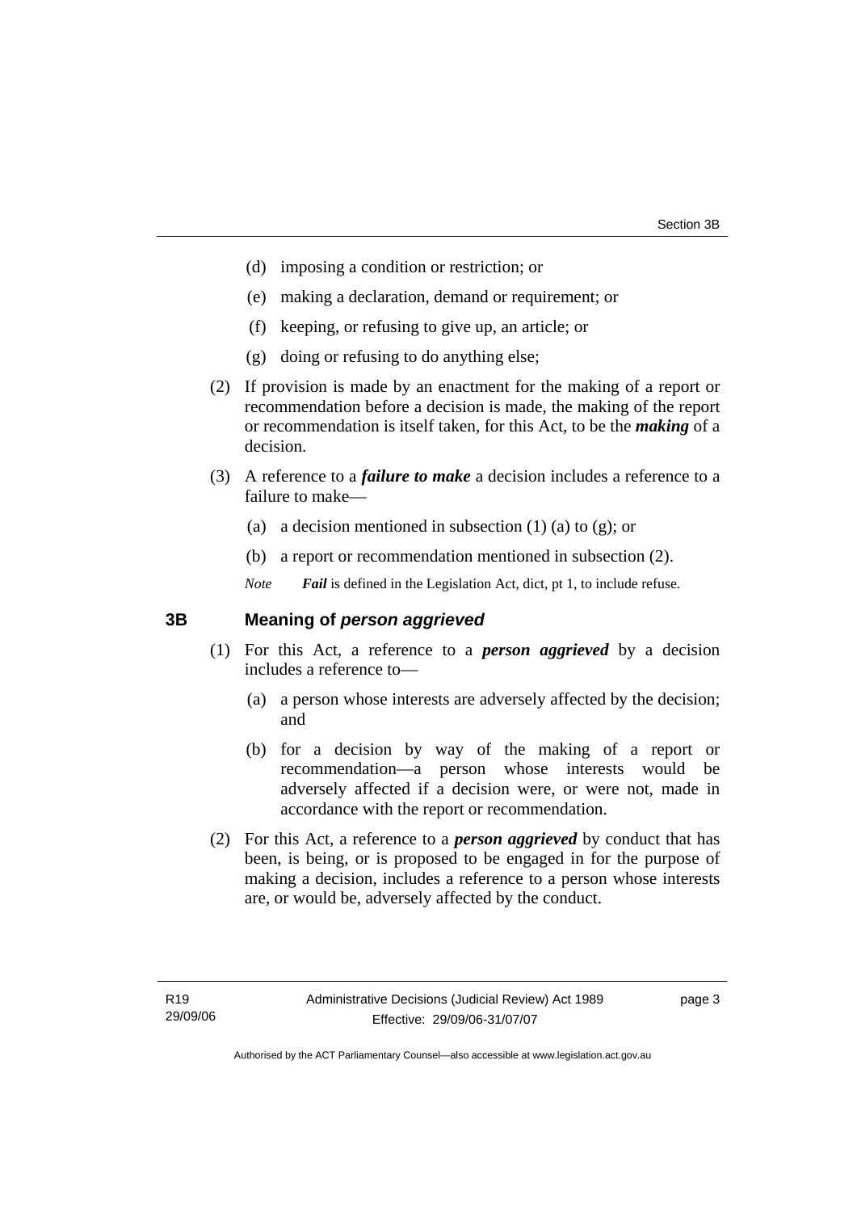(d) imposing a condition or restriction; or

(e) making a declaration, demand or requirement; or

(f) keeping, or refusing to give up, an article; or

(g) doing or refusing to do anything else;

(2) If provision is made by an enactment for the making of a report or recommendation before a decision is made, the making of the report or recommendation is itself taken, for this Act, to be the ***making*** of a decision.

(3) A reference to a ***failure to make*** a decision includes a reference to a failure to make—

(a) a decision mentioned in subsection (1) (a) to (g); or

(b) a report or recommendation mentioned in subsection (2).

*Note* ***Fail*** is defined in the Legislation Act, dict, pt 1, to include refuse.

## 3B Meaning of *person aggrieved*

(1) For this Act, a reference to a ***person aggrieved*** by a decision includes a reference to—

(a) a person whose interests are adversely affected by the decision; and

(b) for a decision by way of the making of a report or recommendation—a person whose interests would be adversely affected if a decision were, or were not, made in accordance with the report or recommendation.

(2) For this Act, a reference to a ***person aggrieved*** by conduct that has been, is being, or is proposed to be engaged in for the purpose of making a decision, includes a reference to a person whose interests are, or would be, adversely affected by the conduct.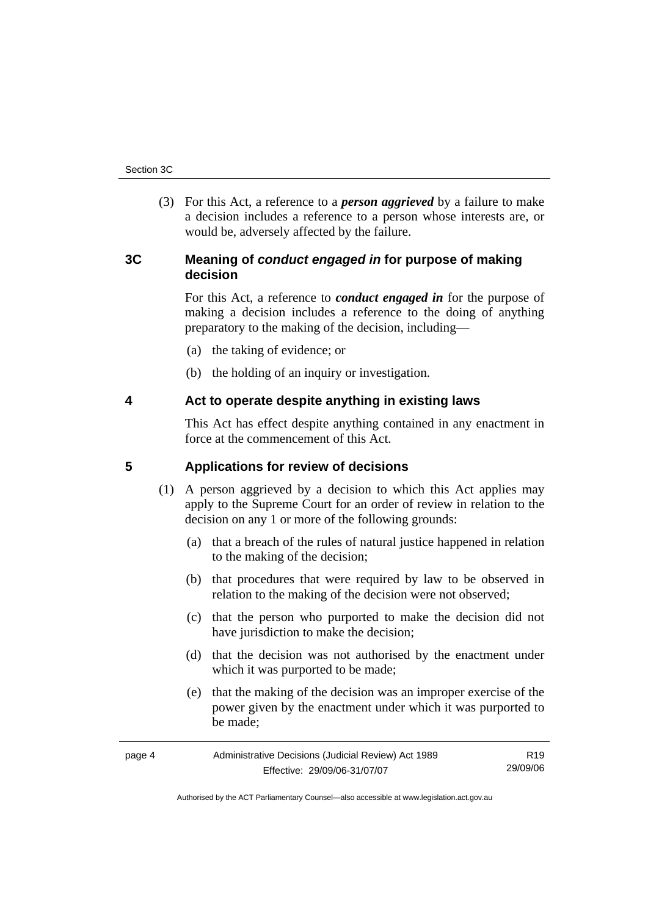(3) For this Act, a reference to a ***person aggrieved*** by a failure to make a decision includes a reference to a person whose interests are, or would be, adversely affected by the failure.

## 3C Meaning of *conduct engaged in* for purpose of making decision

For this Act, a reference to ***conduct engaged in*** for the purpose of making a decision includes a reference to the doing of anything preparatory to the making of the decision, including—

(a) the taking of evidence; or

(b) the holding of an inquiry or investigation.

## 4 Act to operate despite anything in existing laws

This Act has effect despite anything contained in any enactment in force at the commencement of this Act.

## 5 Applications for review of decisions

(1) A person aggrieved by a decision to which this Act applies may apply to the Supreme Court for an order of review in relation to the decision on any 1 or more of the following grounds:

(a) that a breach of the rules of natural justice happened in relation to the making of the decision;

(b) that procedures that were required by law to be observed in relation to the making of the decision were not observed;

(c) that the person who purported to make the decision did not have jurisdiction to make the decision;

(d) that the decision was not authorised by the enactment under which it was purported to be made;

(e) that the making of the decision was an improper exercise of the power given by the enactment under which it was purported to be made;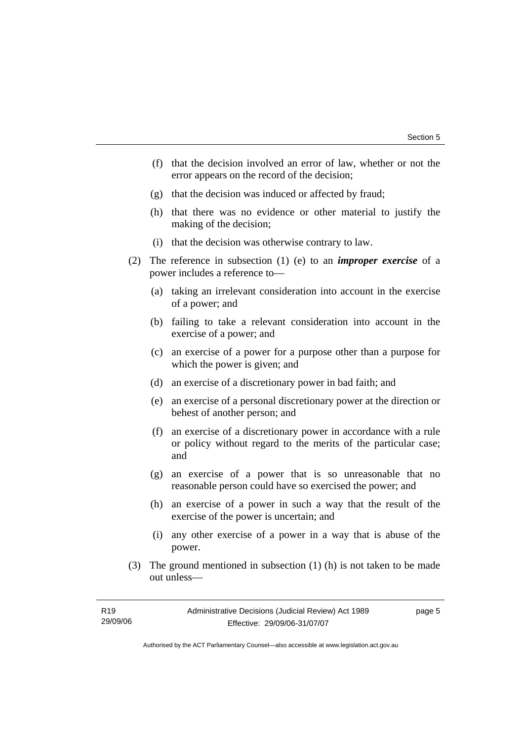(f) that the decision involved an error of law, whether or not the error appears on the record of the decision;

(g) that the decision was induced or affected by fraud;

(h) that there was no evidence or other material to justify the making of the decision;

(i) that the decision was otherwise contrary to law.

(2) The reference in subsection (1) (e) to an ***improper exercise*** of a power includes a reference to—

(a) taking an irrelevant consideration into account in the exercise of a power; and

(b) failing to take a relevant consideration into account in the exercise of a power; and

(c) an exercise of a power for a purpose other than a purpose for which the power is given; and

(d) an exercise of a discretionary power in bad faith; and

(e) an exercise of a personal discretionary power at the direction or behest of another person; and

(f) an exercise of a discretionary power in accordance with a rule or policy without regard to the merits of the particular case; and

(g) an exercise of a power that is so unreasonable that no reasonable person could have so exercised the power; and

(h) an exercise of a power in such a way that the result of the exercise of the power is uncertain; and

(i) any other exercise of a power in a way that is abuse of the power.

(3) The ground mentioned in subsection (1) (h) is not taken to be made out unless—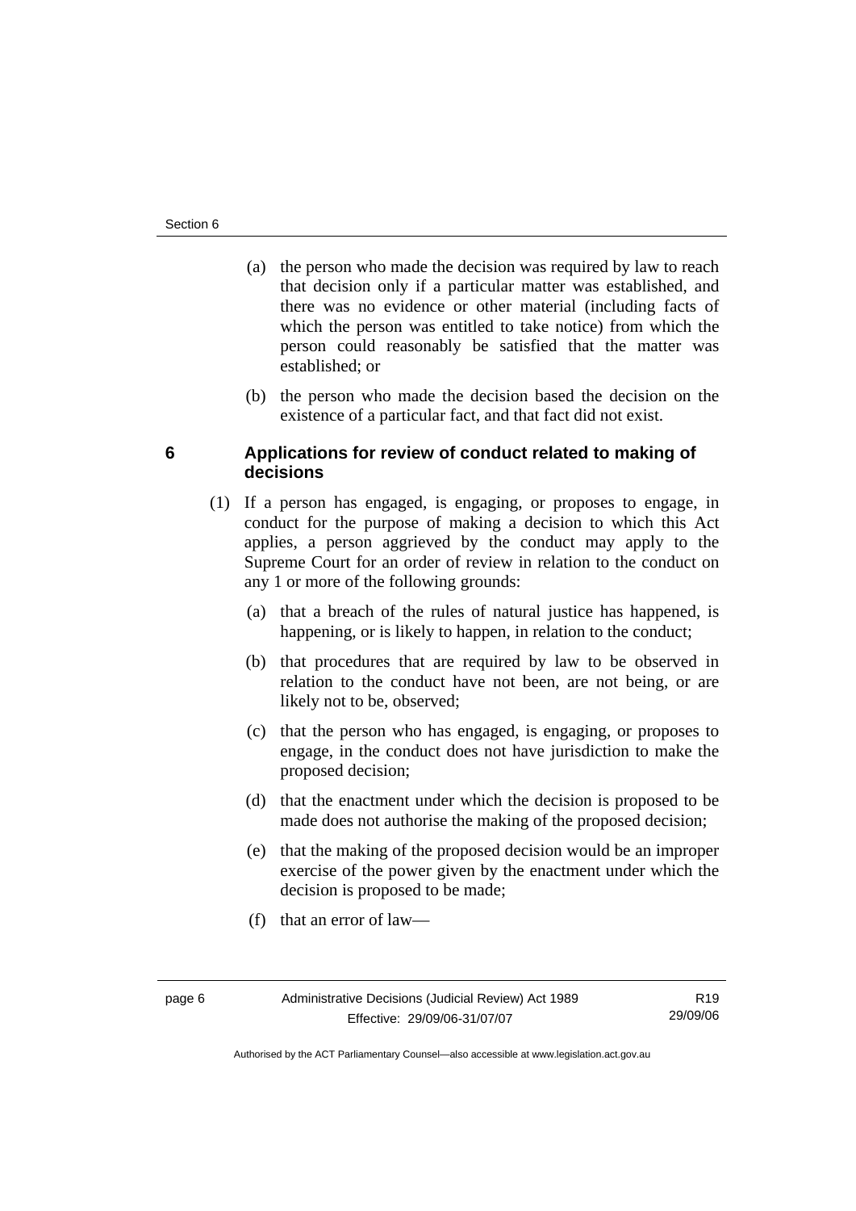(a) the person who made the decision was required by law to reach that decision only if a particular matter was established, and there was no evidence or other material (including facts of which the person was entitled to take notice) from which the person could reasonably be satisfied that the matter was established; or

(b) the person who made the decision based the decision on the existence of a particular fact, and that fact did not exist.

## 6 Applications for review of conduct related to making of decisions

(1) If a person has engaged, is engaging, or proposes to engage, in conduct for the purpose of making a decision to which this Act applies, a person aggrieved by the conduct may apply to the Supreme Court for an order of review in relation to the conduct on any 1 or more of the following grounds:

(a) that a breach of the rules of natural justice has happened, is happening, or is likely to happen, in relation to the conduct;

(b) that procedures that are required by law to be observed in relation to the conduct have not been, are not being, or are likely not to be, observed;

(c) that the person who has engaged, is engaging, or proposes to engage, in the conduct does not have jurisdiction to make the proposed decision;

(d) that the enactment under which the decision is proposed to be made does not authorise the making of the proposed decision;

(e) that the making of the proposed decision would be an improper exercise of the power given by the enactment under which the decision is proposed to be made;

(f) that an error of law—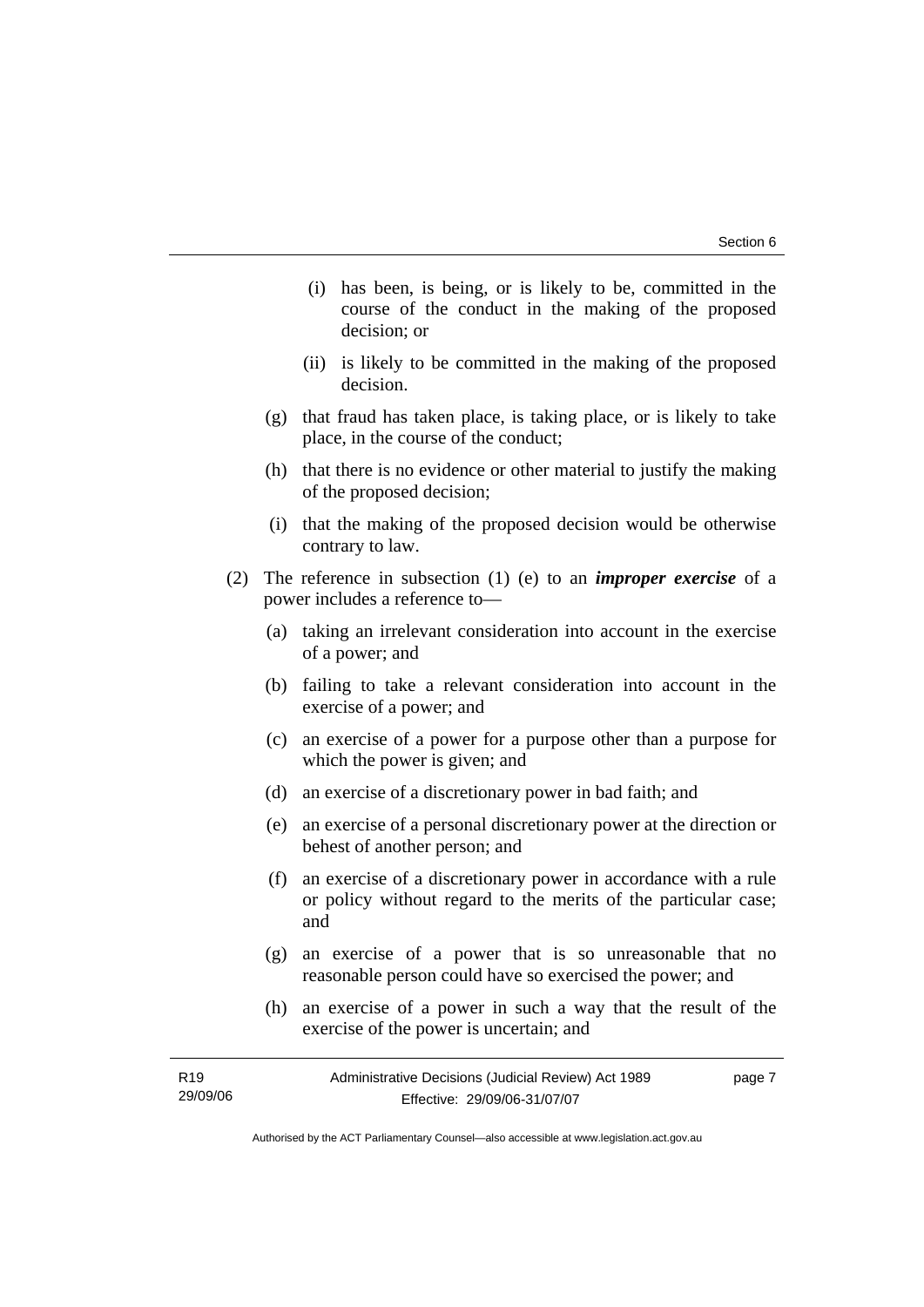(i) has been, is being, or is likely to be, committed in the course of the conduct in the making of the proposed decision; or

(ii) is likely to be committed in the making of the proposed decision.

(g) that fraud has taken place, is taking place, or is likely to take place, in the course of the conduct;

(h) that there is no evidence or other material to justify the making of the proposed decision;

(i) that the making of the proposed decision would be otherwise contrary to law.

(2) The reference in subsection (1) (e) to an ***improper exercise*** of a power includes a reference to—

(a) taking an irrelevant consideration into account in the exercise of a power; and

(b) failing to take a relevant consideration into account in the exercise of a power; and

(c) an exercise of a power for a purpose other than a purpose for which the power is given; and

(d) an exercise of a discretionary power in bad faith; and

(e) an exercise of a personal discretionary power at the direction or behest of another person; and

(f) an exercise of a discretionary power in accordance with a rule or policy without regard to the merits of the particular case; and

(g) an exercise of a power that is so unreasonable that no reasonable person could have so exercised the power; and

(h) an exercise of a power in such a way that the result of the exercise of the power is uncertain; and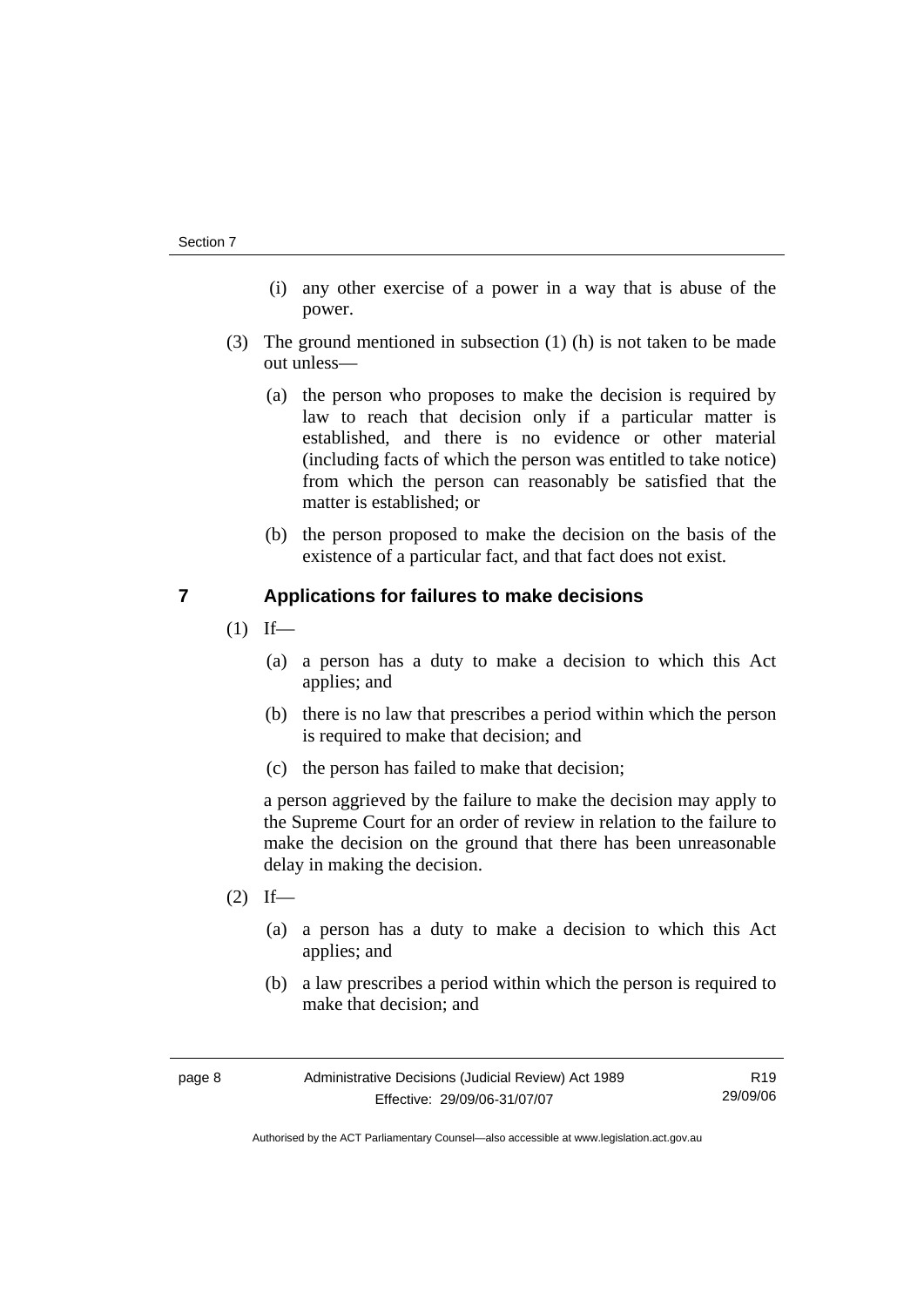(i) any other exercise of a power in a way that is abuse of the power.

(3) The ground mentioned in subsection (1) (h) is not taken to be made out unless—

(a) the person who proposes to make the decision is required by law to reach that decision only if a particular matter is established, and there is no evidence or other material (including facts of which the person was entitled to take notice) from which the person can reasonably be satisfied that the matter is established; or

(b) the person proposed to make the decision on the basis of the existence of a particular fact, and that fact does not exist.

## 7 Applications for failures to make decisions

(1) If—

(a) a person has a duty to make a decision to which this Act applies; and

(b) there is no law that prescribes a period within which the person is required to make that decision; and

(c) the person has failed to make that decision;

a person aggrieved by the failure to make the decision may apply to the Supreme Court for an order of review in relation to the failure to make the decision on the ground that there has been unreasonable delay in making the decision.

(2) If—

(a) a person has a duty to make a decision to which this Act applies; and

(b) a law prescribes a period within which the person is required to make that decision; and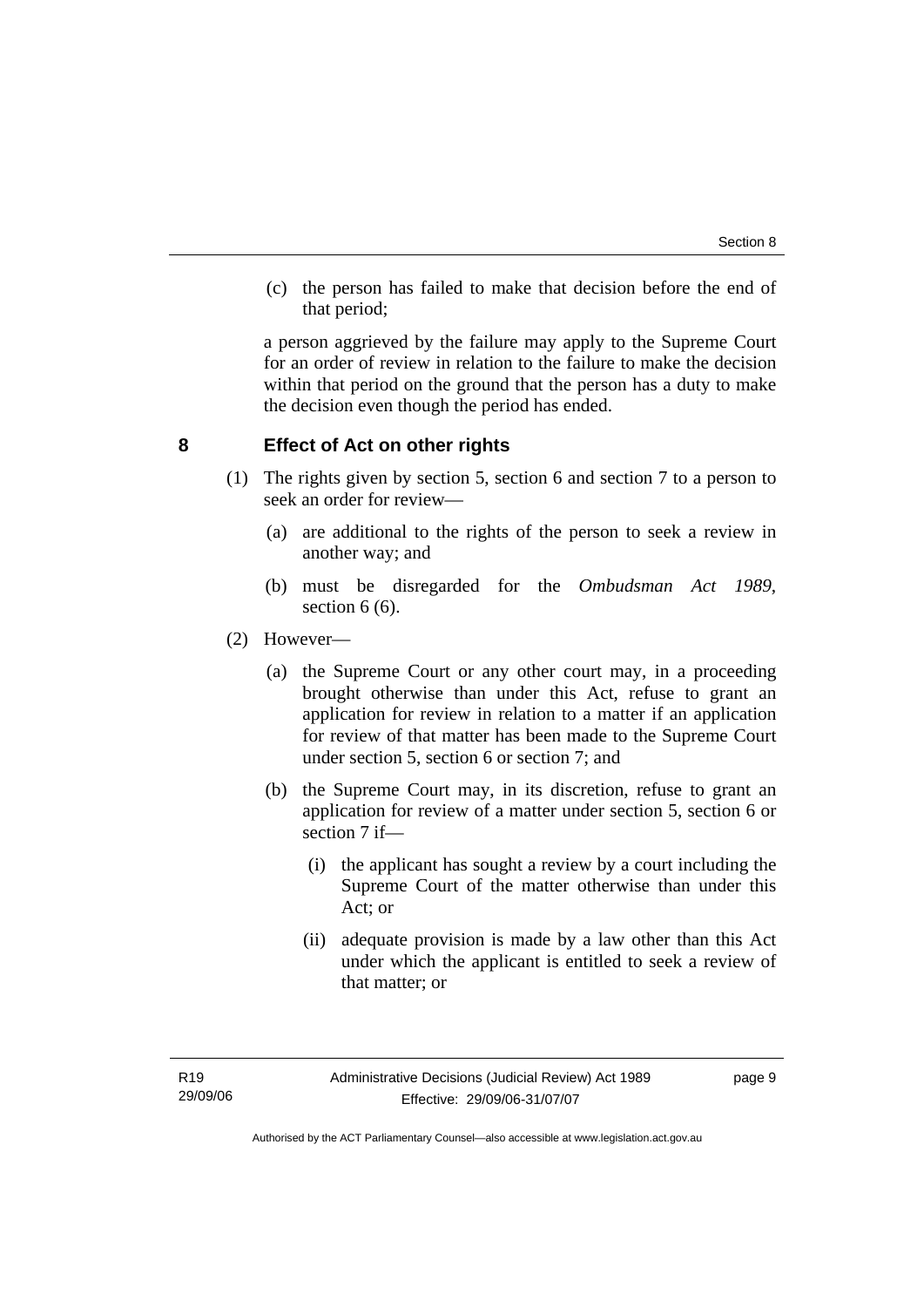(c) the person has failed to make that decision before the end of that period;

a person aggrieved by the failure may apply to the Supreme Court for an order of review in relation to the failure to make the decision within that period on the ground that the person has a duty to make the decision even though the period has ended.

## 8 Effect of Act on other rights

(1) The rights given by section 5, section 6 and section 7 to a person to seek an order for review—

(a) are additional to the rights of the person to seek a review in another way; and

(b) must be disregarded for the *Ombudsman Act 1989*, section 6 (6).

(2) However—

(a) the Supreme Court or any other court may, in a proceeding brought otherwise than under this Act, refuse to grant an application for review in relation to a matter if an application for review of that matter has been made to the Supreme Court under section 5, section 6 or section 7; and

(b) the Supreme Court may, in its discretion, refuse to grant an application for review of a matter under section 5, section 6 or section 7 if—

(i) the applicant has sought a review by a court including the Supreme Court of the matter otherwise than under this Act; or

(ii) adequate provision is made by a law other than this Act under which the applicant is entitled to seek a review of that matter; or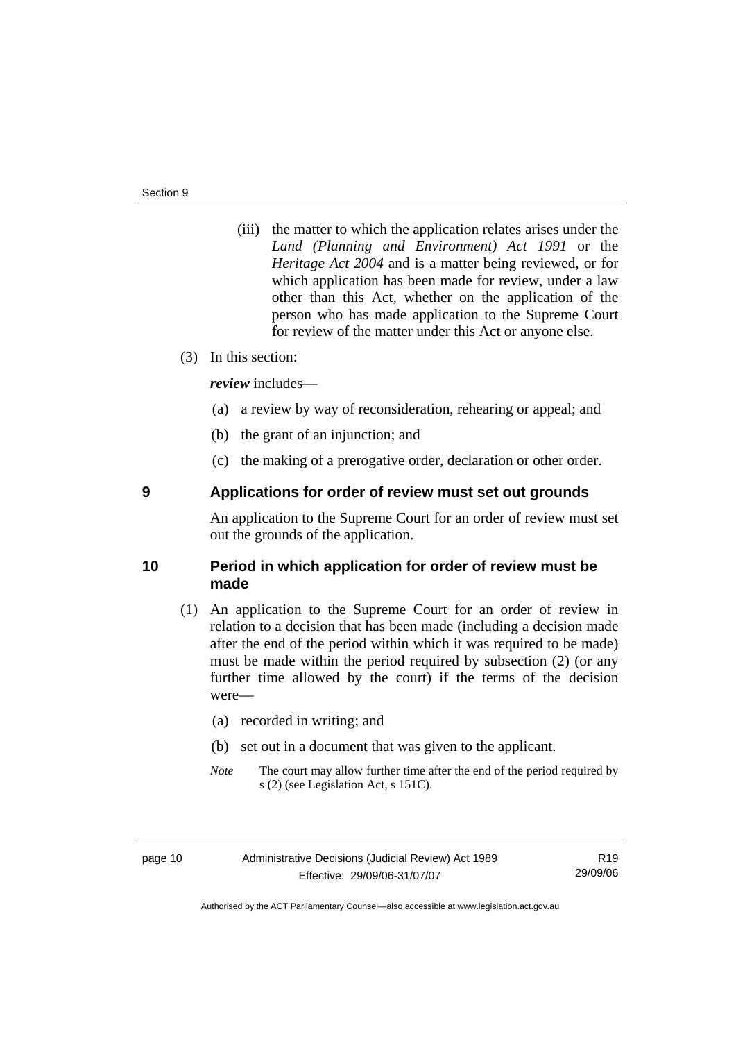(iii) the matter to which the application relates arises under the *Land (Planning and Environment) Act 1991* or the *Heritage Act 2004* and is a matter being reviewed, or for which application has been made for review, under a law other than this Act, whether on the application of the person who has made application to the Supreme Court for review of the matter under this Act or anyone else.

(3) In this section:

***review*** includes—

(a) a review by way of reconsideration, rehearing or appeal; and

(b) the grant of an injunction; and

(c) the making of a prerogative order, declaration or other order.

## 9 Applications for order of review must set out grounds

An application to the Supreme Court for an order of review must set out the grounds of the application.

## 10 Period in which application for order of review must be made

(1) An application to the Supreme Court for an order of review in relation to a decision that has been made (including a decision made after the end of the period within which it was required to be made) must be made within the period required by subsection (2) (or any further time allowed by the court) if the terms of the decision were—

(a) recorded in writing; and

(b) set out in a document that was given to the applicant.

*Note* The court may allow further time after the end of the period required by s (2) (see Legislation Act, s 151C).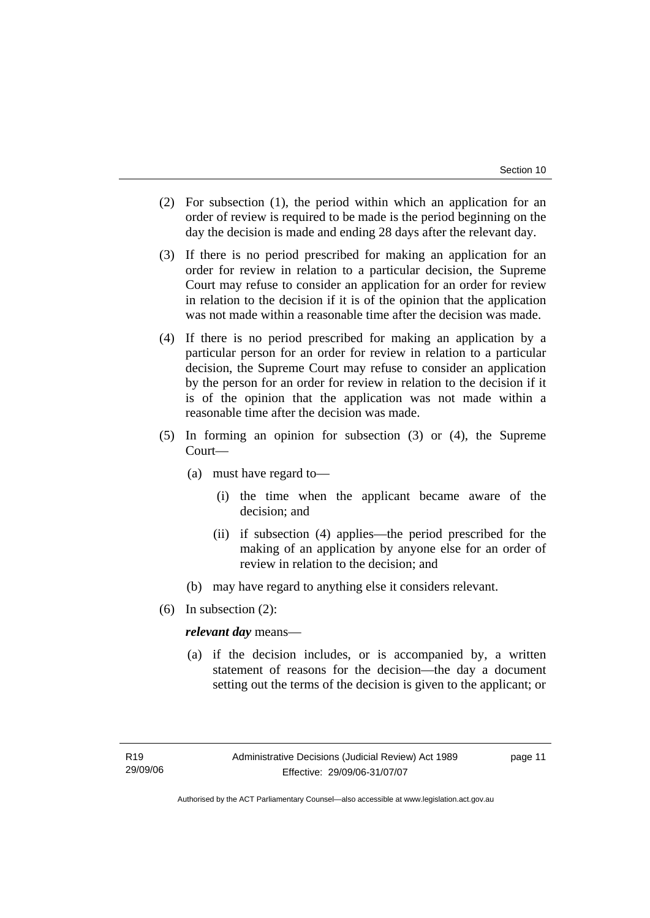(2) For subsection (1), the period within which an application for an order of review is required to be made is the period beginning on the day the decision is made and ending 28 days after the relevant day.

(3) If there is no period prescribed for making an application for an order for review in relation to a particular decision, the Supreme Court may refuse to consider an application for an order for review in relation to the decision if it is of the opinion that the application was not made within a reasonable time after the decision was made.

(4) If there is no period prescribed for making an application by a particular person for an order for review in relation to a particular decision, the Supreme Court may refuse to consider an application by the person for an order for review in relation to the decision if it is of the opinion that the application was not made within a reasonable time after the decision was made.

(5) In forming an opinion for subsection (3) or (4), the Supreme Court—

  (a) must have regard to—

    (i) the time when the applicant became aware of the decision; and

    (ii) if subsection (4) applies—the period prescribed for the making of an application by anyone else for an order of review in relation to the decision; and

  (b) may have regard to anything else it considers relevant.

(6) In subsection (2):

***relevant day*** means—

  (a) if the decision includes, or is accompanied by, a written statement of reasons for the decision—the day a document setting out the terms of the decision is given to the applicant; or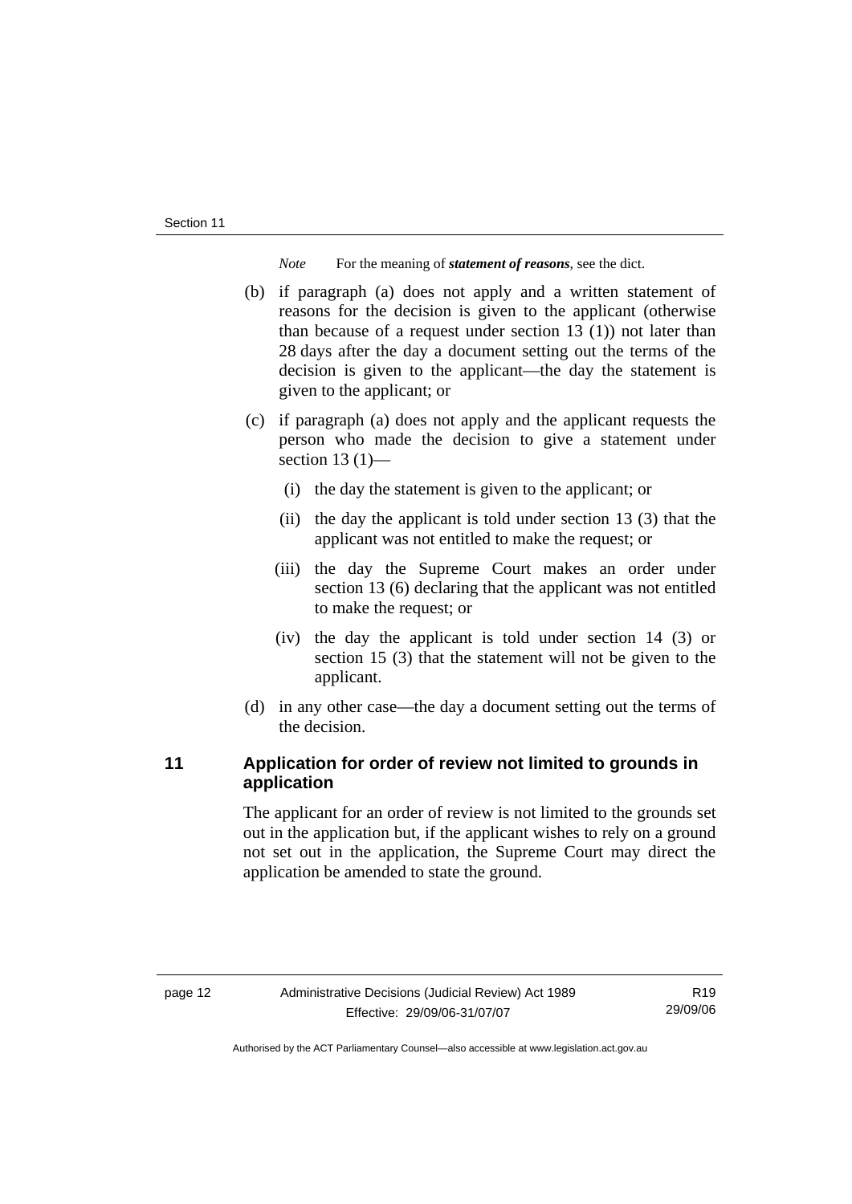*Note* For the meaning of ***statement of reasons***, see the dict.

(b) if paragraph (a) does not apply and a written statement of reasons for the decision is given to the applicant (otherwise than because of a request under section 13 (1)) not later than 28 days after the day a document setting out the terms of the decision is given to the applicant—the day the statement is given to the applicant; or

(c) if paragraph (a) does not apply and the applicant requests the person who made the decision to give a statement under section 13 (1)—

   (i) the day the statement is given to the applicant; or

   (ii) the day the applicant is told under section 13 (3) that the applicant was not entitled to make the request; or

   (iii) the day the Supreme Court makes an order under section 13 (6) declaring that the applicant was not entitled to make the request; or

   (iv) the day the applicant is told under section 14 (3) or section 15 (3) that the statement will not be given to the applicant.

(d) in any other case—the day a document setting out the terms of the decision.

## 11 Application for order of review not limited to grounds in application

The applicant for an order of review is not limited to the grounds set out in the application but, if the applicant wishes to rely on a ground not set out in the application, the Supreme Court may direct the application be amended to state the ground.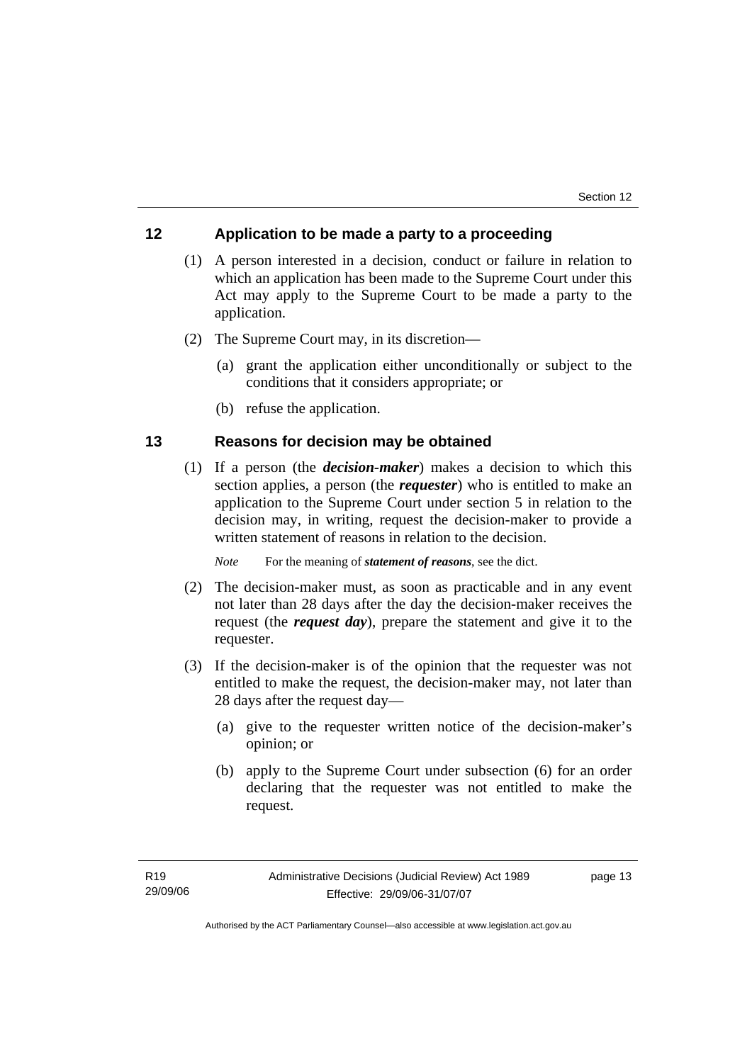## 12 Application to be made a party to a proceeding

(1) A person interested in a decision, conduct or failure in relation to which an application has been made to the Supreme Court under this Act may apply to the Supreme Court to be made a party to the application.

(2) The Supreme Court may, in its discretion—

(a) grant the application either unconditionally or subject to the conditions that it considers appropriate; or

(b) refuse the application.

## 13 Reasons for decision may be obtained

(1) If a person (the ***decision-maker***) makes a decision to which this section applies, a person (the ***requester***) who is entitled to make an application to the Supreme Court under section 5 in relation to the decision may, in writing, request the decision-maker to provide a written statement of reasons in relation to the decision.

*Note* For the meaning of ***statement of reasons***, see the dict.

(2) The decision-maker must, as soon as practicable and in any event not later than 28 days after the day the decision-maker receives the request (the ***request day***), prepare the statement and give it to the requester.

(3) If the decision-maker is of the opinion that the requester was not entitled to make the request, the decision-maker may, not later than 28 days after the request day—

(a) give to the requester written notice of the decision-maker's opinion; or

(b) apply to the Supreme Court under subsection (6) for an order declaring that the requester was not entitled to make the request.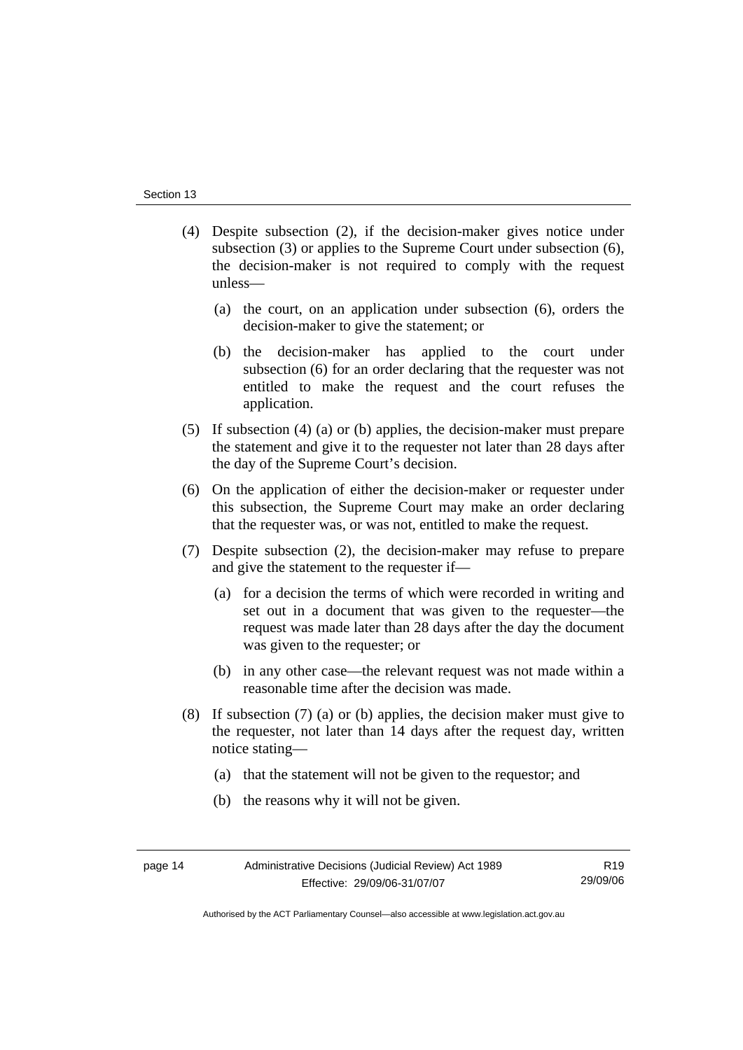(4) Despite subsection (2), if the decision-maker gives notice under subsection (3) or applies to the Supreme Court under subsection (6), the decision-maker is not required to comply with the request unless—

(a) the court, on an application under subsection (6), orders the decision-maker to give the statement; or

(b) the decision-maker has applied to the court under subsection (6) for an order declaring that the requester was not entitled to make the request and the court refuses the application.

(5) If subsection (4) (a) or (b) applies, the decision-maker must prepare the statement and give it to the requester not later than 28 days after the day of the Supreme Court's decision.

(6) On the application of either the decision-maker or requester under this subsection, the Supreme Court may make an order declaring that the requester was, or was not, entitled to make the request.

(7) Despite subsection (2), the decision-maker may refuse to prepare and give the statement to the requester if—

(a) for a decision the terms of which were recorded in writing and set out in a document that was given to the requester—the request was made later than 28 days after the day the document was given to the requester; or

(b) in any other case—the relevant request was not made within a reasonable time after the decision was made.

(8) If subsection (7) (a) or (b) applies, the decision maker must give to the requester, not later than 14 days after the request day, written notice stating—

(a) that the statement will not be given to the requestor; and

(b) the reasons why it will not be given.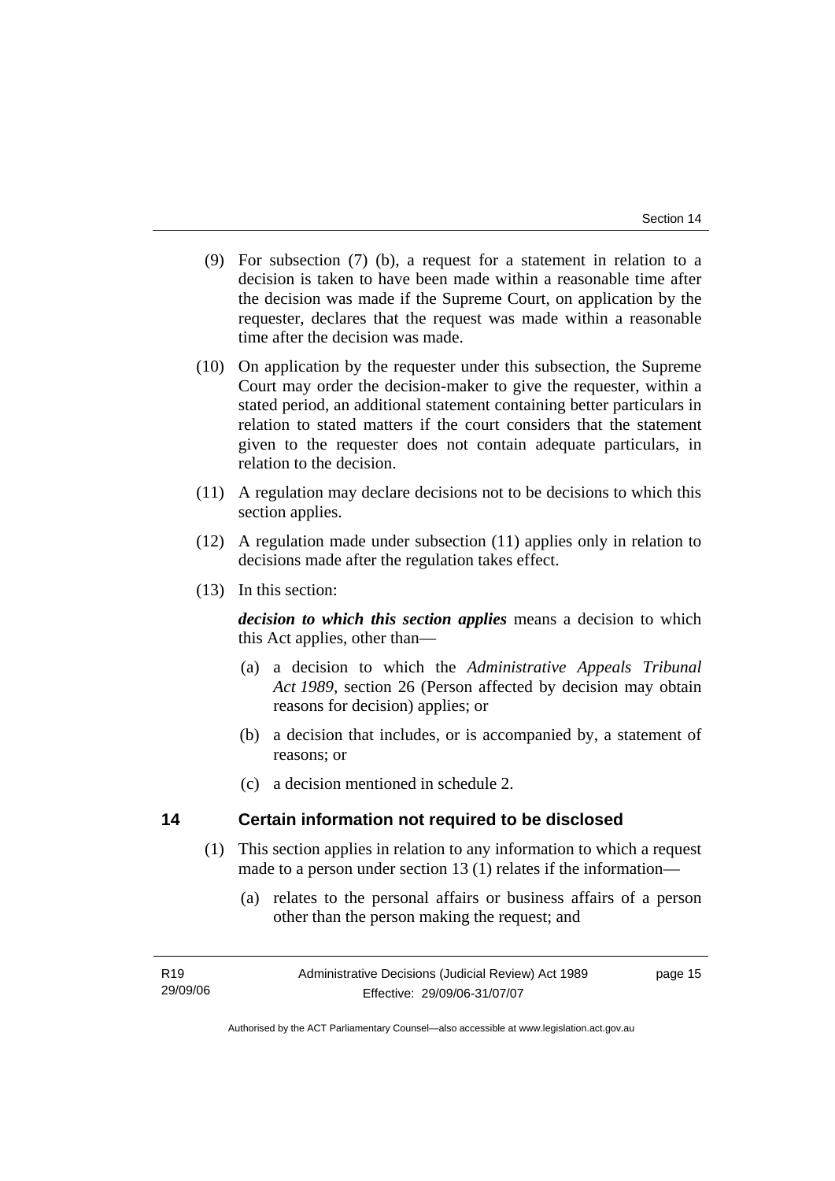(9) For subsection (7) (b), a request for a statement in relation to a decision is taken to have been made within a reasonable time after the decision was made if the Supreme Court, on application by the requester, declares that the request was made within a reasonable time after the decision was made.

(10) On application by the requester under this subsection, the Supreme Court may order the decision-maker to give the requester, within a stated period, an additional statement containing better particulars in relation to stated matters if the court considers that the statement given to the requester does not contain adequate particulars, in relation to the decision.

(11) A regulation may declare decisions not to be decisions to which this section applies.

(12) A regulation made under subsection (11) applies only in relation to decisions made after the regulation takes effect.

(13) In this section:

***decision to which this section applies*** means a decision to which this Act applies, other than—

(a) a decision to which the *Administrative Appeals Tribunal Act 1989*, section 26 (Person affected by decision may obtain reasons for decision) applies; or

(b) a decision that includes, or is accompanied by, a statement of reasons; or

(c) a decision mentioned in schedule 2.

## 14 Certain information not required to be disclosed

(1) This section applies in relation to any information to which a request made to a person under section 13 (1) relates if the information—

(a) relates to the personal affairs or business affairs of a person other than the person making the request; and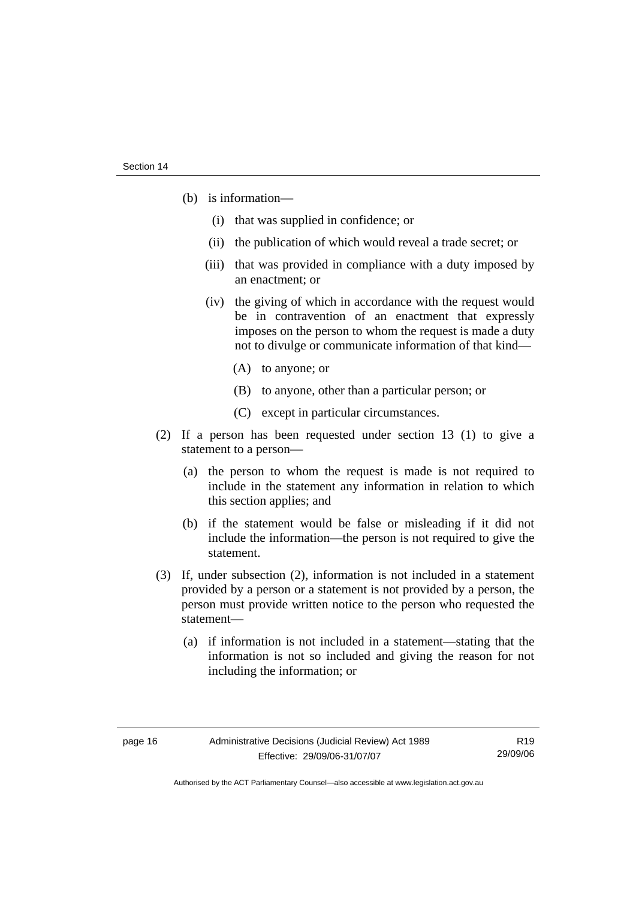(b) is information—

(i) that was supplied in confidence; or

(ii) the publication of which would reveal a trade secret; or

(iii) that was provided in compliance with a duty imposed by an enactment; or

(iv) the giving of which in accordance with the request would be in contravention of an enactment that expressly imposes on the person to whom the request is made a duty not to divulge or communicate information of that kind—

(A) to anyone; or

(B) to anyone, other than a particular person; or

(C) except in particular circumstances.

(2) If a person has been requested under section 13 (1) to give a statement to a person—

(a) the person to whom the request is made is not required to include in the statement any information in relation to which this section applies; and

(b) if the statement would be false or misleading if it did not include the information—the person is not required to give the statement.

(3) If, under subsection (2), information is not included in a statement provided by a person or a statement is not provided by a person, the person must provide written notice to the person who requested the statement—

(a) if information is not included in a statement—stating that the information is not so included and giving the reason for not including the information; or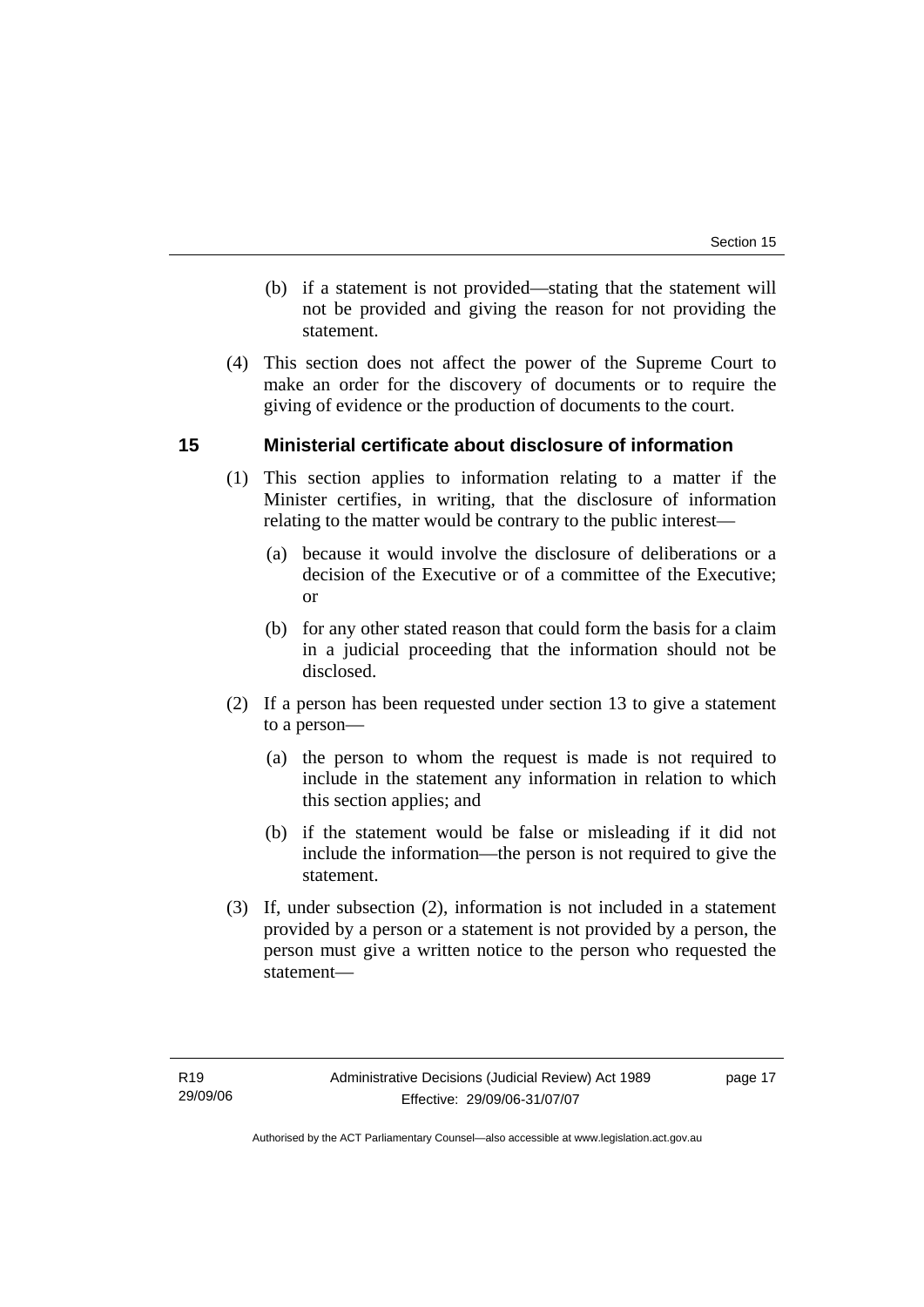(b) if a statement is not provided—stating that the statement will not be provided and giving the reason for not providing the statement.

(4) This section does not affect the power of the Supreme Court to make an order for the discovery of documents or to require the giving of evidence or the production of documents to the court.

## 15 Ministerial certificate about disclosure of information

(1) This section applies to information relating to a matter if the Minister certifies, in writing, that the disclosure of information relating to the matter would be contrary to the public interest—

(a) because it would involve the disclosure of deliberations or a decision of the Executive or of a committee of the Executive; or

(b) for any other stated reason that could form the basis for a claim in a judicial proceeding that the information should not be disclosed.

(2) If a person has been requested under section 13 to give a statement to a person—

(a) the person to whom the request is made is not required to include in the statement any information in relation to which this section applies; and

(b) if the statement would be false or misleading if it did not include the information—the person is not required to give the statement.

(3) If, under subsection (2), information is not included in a statement provided by a person or a statement is not provided by a person, the person must give a written notice to the person who requested the statement—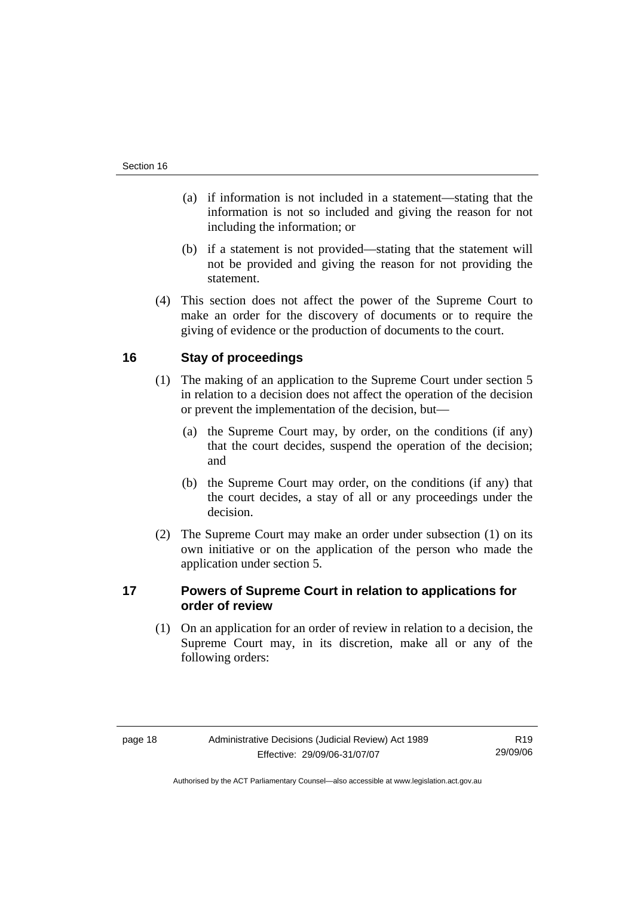(a) if information is not included in a statement—stating that the information is not so included and giving the reason for not including the information; or

(b) if a statement is not provided—stating that the statement will not be provided and giving the reason for not providing the statement.

(4) This section does not affect the power of the Supreme Court to make an order for the discovery of documents or to require the giving of evidence or the production of documents to the court.

## 16 Stay of proceedings

(1) The making of an application to the Supreme Court under section 5 in relation to a decision does not affect the operation of the decision or prevent the implementation of the decision, but—

(a) the Supreme Court may, by order, on the conditions (if any) that the court decides, suspend the operation of the decision; and

(b) the Supreme Court may order, on the conditions (if any) that the court decides, a stay of all or any proceedings under the decision.

(2) The Supreme Court may make an order under subsection (1) on its own initiative or on the application of the person who made the application under section 5.

## 17 Powers of Supreme Court in relation to applications for order of review

(1) On an application for an order of review in relation to a decision, the Supreme Court may, in its discretion, make all or any of the following orders: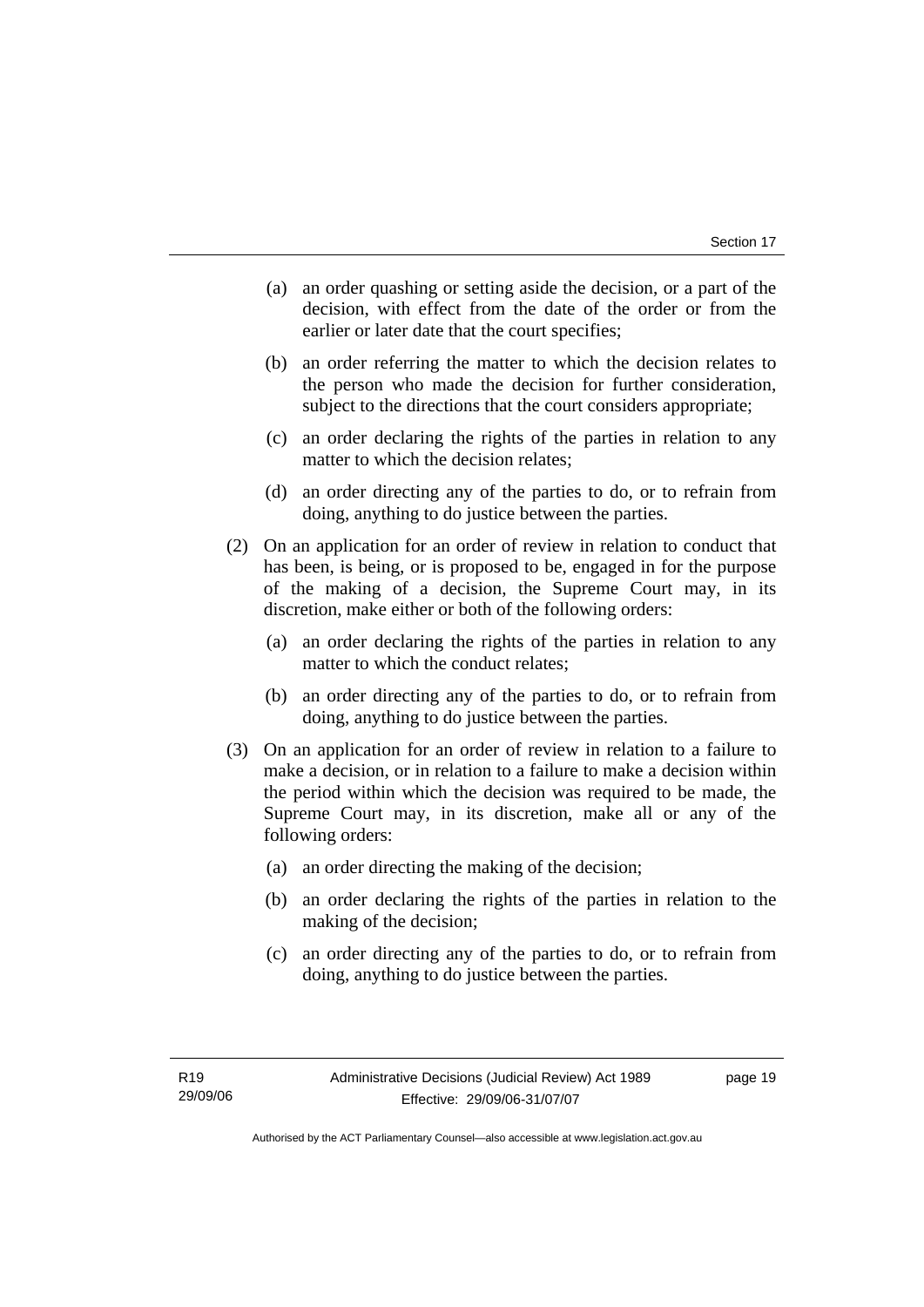(a) an order quashing or setting aside the decision, or a part of the decision, with effect from the date of the order or from the earlier or later date that the court specifies;

(b) an order referring the matter to which the decision relates to the person who made the decision for further consideration, subject to the directions that the court considers appropriate;

(c) an order declaring the rights of the parties in relation to any matter to which the decision relates;

(d) an order directing any of the parties to do, or to refrain from doing, anything to do justice between the parties.

(2) On an application for an order of review in relation to conduct that has been, is being, or is proposed to be, engaged in for the purpose of the making of a decision, the Supreme Court may, in its discretion, make either or both of the following orders:

(a) an order declaring the rights of the parties in relation to any matter to which the conduct relates;

(b) an order directing any of the parties to do, or to refrain from doing, anything to do justice between the parties.

(3) On an application for an order of review in relation to a failure to make a decision, or in relation to a failure to make a decision within the period within which the decision was required to be made, the Supreme Court may, in its discretion, make all or any of the following orders:

(a) an order directing the making of the decision;

(b) an order declaring the rights of the parties in relation to the making of the decision;

(c) an order directing any of the parties to do, or to refrain from doing, anything to do justice between the parties.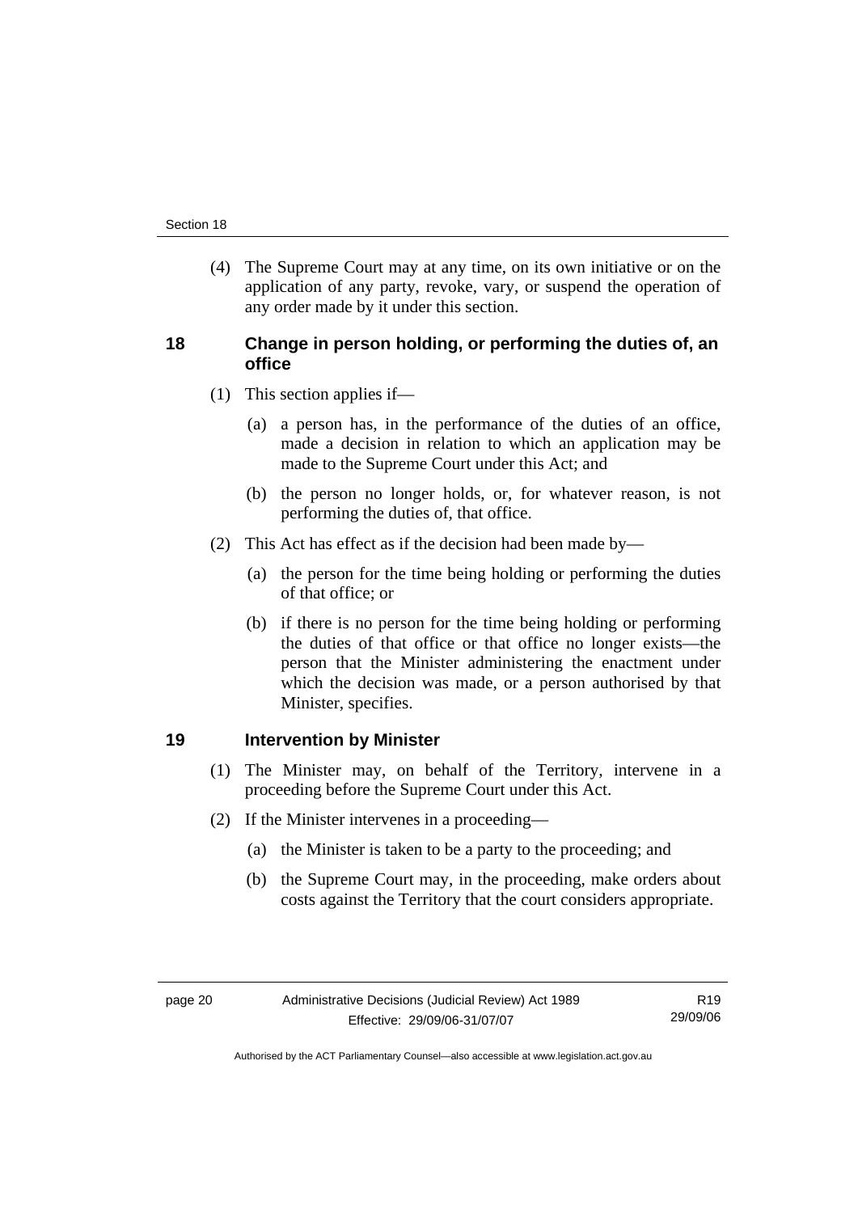(4) The Supreme Court may at any time, on its own initiative or on the application of any party, revoke, vary, or suspend the operation of any order made by it under this section.

## 18 Change in person holding, or performing the duties of, an office

(1) This section applies if—

(a) a person has, in the performance of the duties of an office, made a decision in relation to which an application may be made to the Supreme Court under this Act; and

(b) the person no longer holds, or, for whatever reason, is not performing the duties of, that office.

(2) This Act has effect as if the decision had been made by—

(a) the person for the time being holding or performing the duties of that office; or

(b) if there is no person for the time being holding or performing the duties of that office or that office no longer exists—the person that the Minister administering the enactment under which the decision was made, or a person authorised by that Minister, specifies.

## 19 Intervention by Minister

(1) The Minister may, on behalf of the Territory, intervene in a proceeding before the Supreme Court under this Act.

(2) If the Minister intervenes in a proceeding—

(a) the Minister is taken to be a party to the proceeding; and

(b) the Supreme Court may, in the proceeding, make orders about costs against the Territory that the court considers appropriate.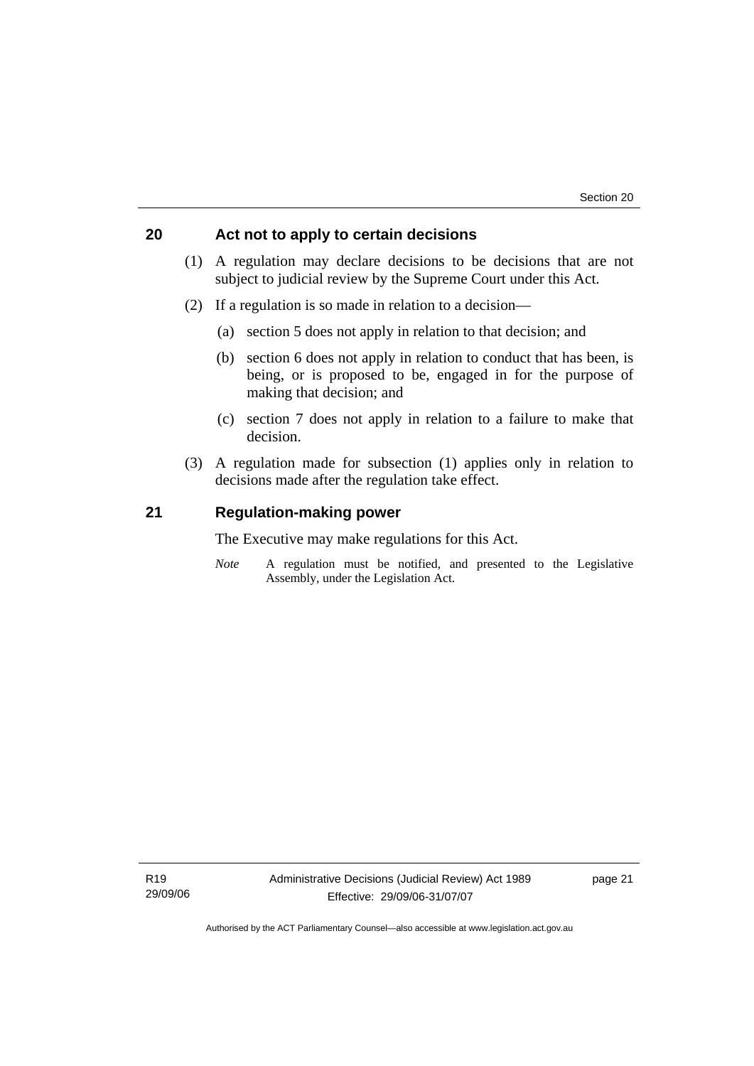## 20 Act not to apply to certain decisions

(1) A regulation may declare decisions to be decisions that are not subject to judicial review by the Supreme Court under this Act.

(2) If a regulation is so made in relation to a decision—

(a) section 5 does not apply in relation to that decision; and

(b) section 6 does not apply in relation to conduct that has been, is being, or is proposed to be, engaged in for the purpose of making that decision; and

(c) section 7 does not apply in relation to a failure to make that decision.

(3) A regulation made for subsection (1) applies only in relation to decisions made after the regulation take effect.

## 21 Regulation-making power

The Executive may make regulations for this Act.

*Note* A regulation must be notified, and presented to the Legislative Assembly, under the Legislation Act.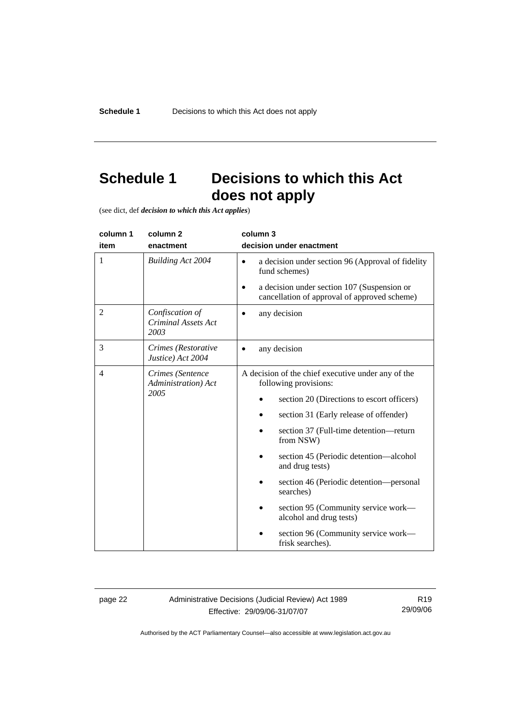# Schedule 1 Decisions to which this Act does not apply

(see dict, def ***decision to which this Act applies***)

| column 1<br>item | column 2<br>enactment | column 3<br>decision under enactment |
|---|---|---|
| 1 | *Building Act 2004* | • a decision under section 96 (Approval of fidelity fund schemes)<br>• a decision under section 107 (Suspension or cancellation of approval of approved scheme) |
| 2 | *Confiscation of Criminal Assets Act 2003* | • any decision |
| 3 | *Crimes (Restorative Justice) Act 2004* | • any decision |
| 4 | *Crimes (Sentence Administration) Act 2005* | A decision of the chief executive under any of the following provisions:<br>• section 20 (Directions to escort officers)<br>• section 31 (Early release of offender)<br>• section 37 (Full-time detention—return from NSW)<br>• section 45 (Periodic detention—alcohol and drug tests)<br>• section 46 (Periodic detention—personal searches)<br>• section 95 (Community service work—alcohol and drug tests)<br>• section 96 (Community service work—frisk searches). |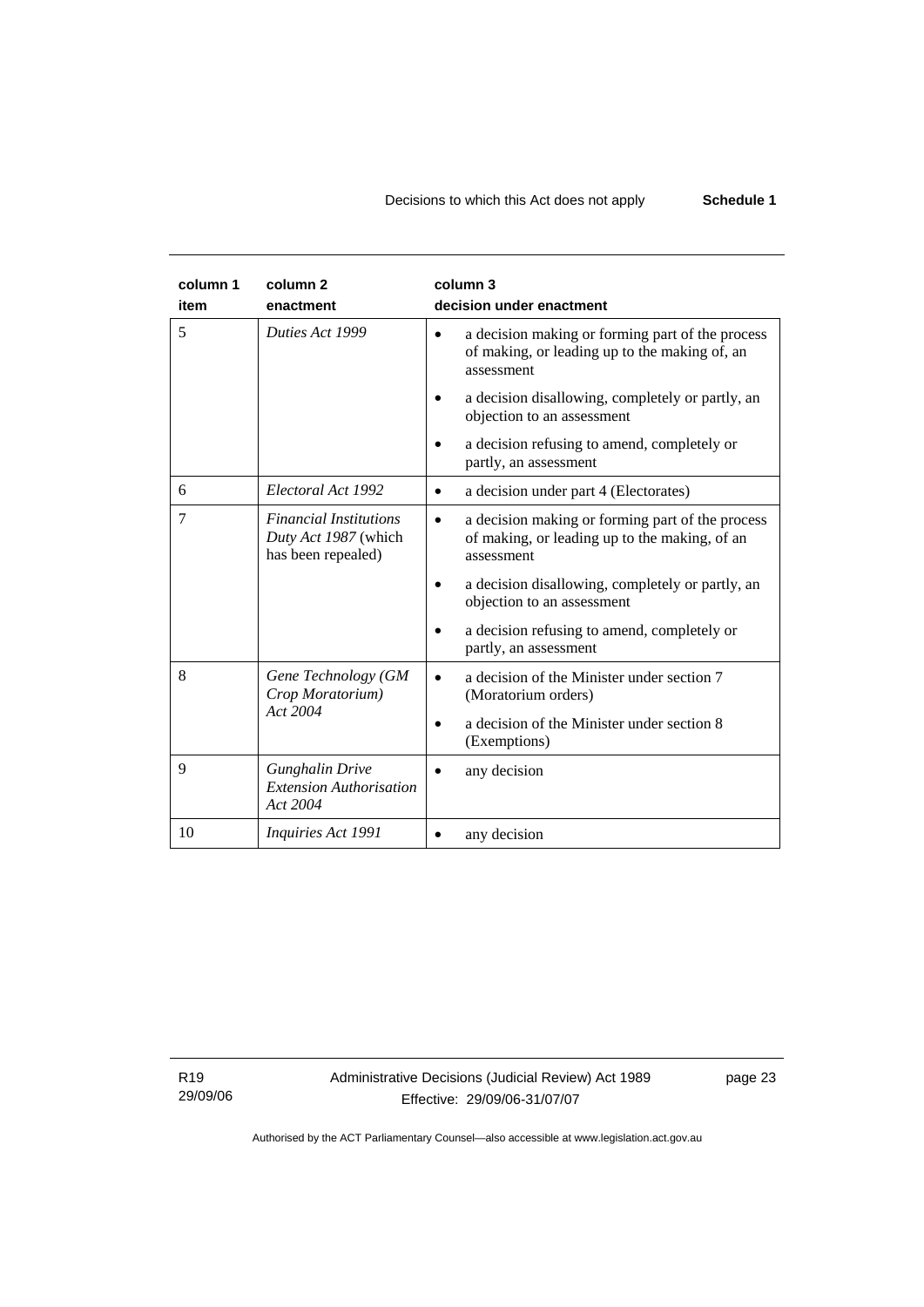| column 1 item | column 2 enactment | column 3 decision under enactment |
|---|---|---|
| 5 | *Duties Act 1999* | • a decision making or forming part of the process of making, or leading up to the making of, an assessment<br>• a decision disallowing, completely or partly, an objection to an assessment<br>• a decision refusing to amend, completely or partly, an assessment |
| 6 | *Electoral Act 1992* | • a decision under part 4 (Electorates) |
| 7 | *Financial Institutions Duty Act 1987* (which has been repealed) | • a decision making or forming part of the process of making, or leading up to the making, of an assessment<br>• a decision disallowing, completely or partly, an objection to an assessment<br>• a decision refusing to amend, completely or partly, an assessment |
| 8 | *Gene Technology (GM Crop Moratorium) Act 2004* | • a decision of the Minister under section 7 (Moratorium orders)<br>• a decision of the Minister under section 8 (Exemptions) |
| 9 | *Gunghalin Drive Extension Authorisation Act 2004* | • any decision |
| 10 | *Inquiries Act 1991* | • any decision |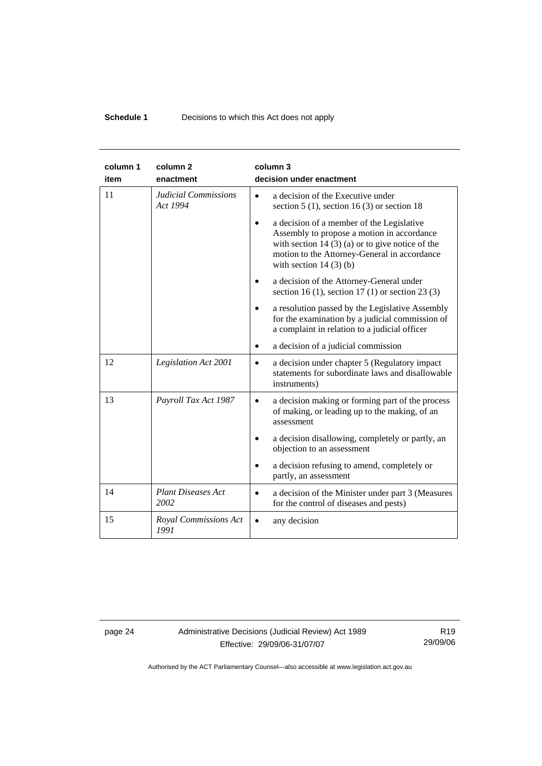| column 1<br>item | column 2<br>enactment | column 3<br>decision under enactment |
|---|---|---|
| 11 | *Judicial Commissions Act 1994* | • a decision of the Executive under section 5 (1), section 16 (3) or section 18<br>• a decision of a member of the Legislative Assembly to propose a motion in accordance with section 14 (3) (a) or to give notice of the motion to the Attorney-General in accordance with section 14 (3) (b)<br>• a decision of the Attorney-General under section 16 (1), section 17 (1) or section 23 (3)<br>• a resolution passed by the Legislative Assembly for the examination by a judicial commission of a complaint in relation to a judicial officer<br>• a decision of a judicial commission |
| 12 | *Legislation Act 2001* | • a decision under chapter 5 (Regulatory impact statements for subordinate laws and disallowable instruments) |
| 13 | *Payroll Tax Act 1987* | • a decision making or forming part of the process of making, or leading up to the making, of an assessment<br>• a decision disallowing, completely or partly, an objection to an assessment<br>• a decision refusing to amend, completely or partly, an assessment |
| 14 | *Plant Diseases Act 2002* | • a decision of the Minister under part 3 (Measures for the control of diseases and pests) |
| 15 | *Royal Commissions Act 1991* | • any decision |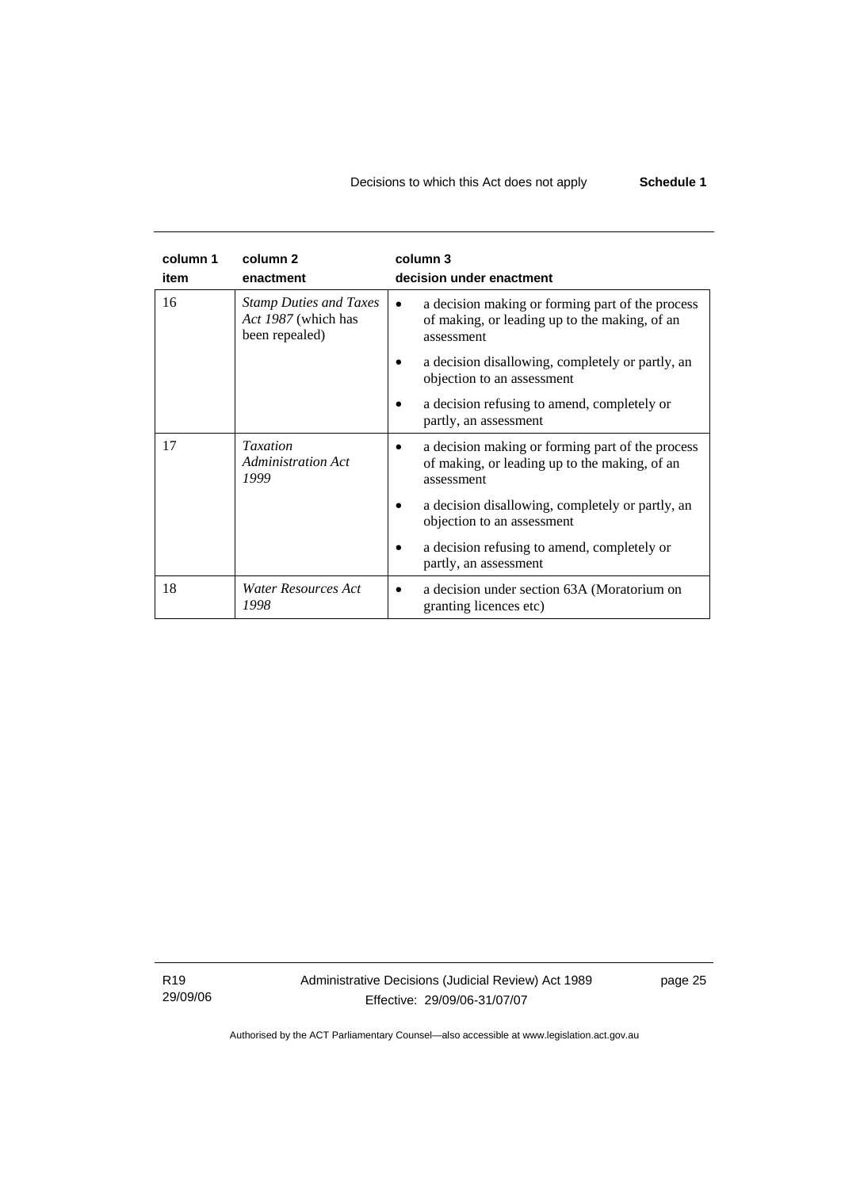| column 1 item | column 2 enactment | column 3 decision under enactment |
|---|---|---|
| 16 | *Stamp Duties and Taxes Act 1987* (which has been repealed) | • a decision making or forming part of the process of making, or leading up to the making, of an assessment<br>• a decision disallowing, completely or partly, an objection to an assessment<br>• a decision refusing to amend, completely or partly, an assessment |
| 17 | *Taxation Administration Act 1999* | • a decision making or forming part of the process of making, or leading up to the making, of an assessment<br>• a decision disallowing, completely or partly, an objection to an assessment<br>• a decision refusing to amend, completely or partly, an assessment |
| 18 | *Water Resources Act 1998* | • a decision under section 63A (Moratorium on granting licences etc) |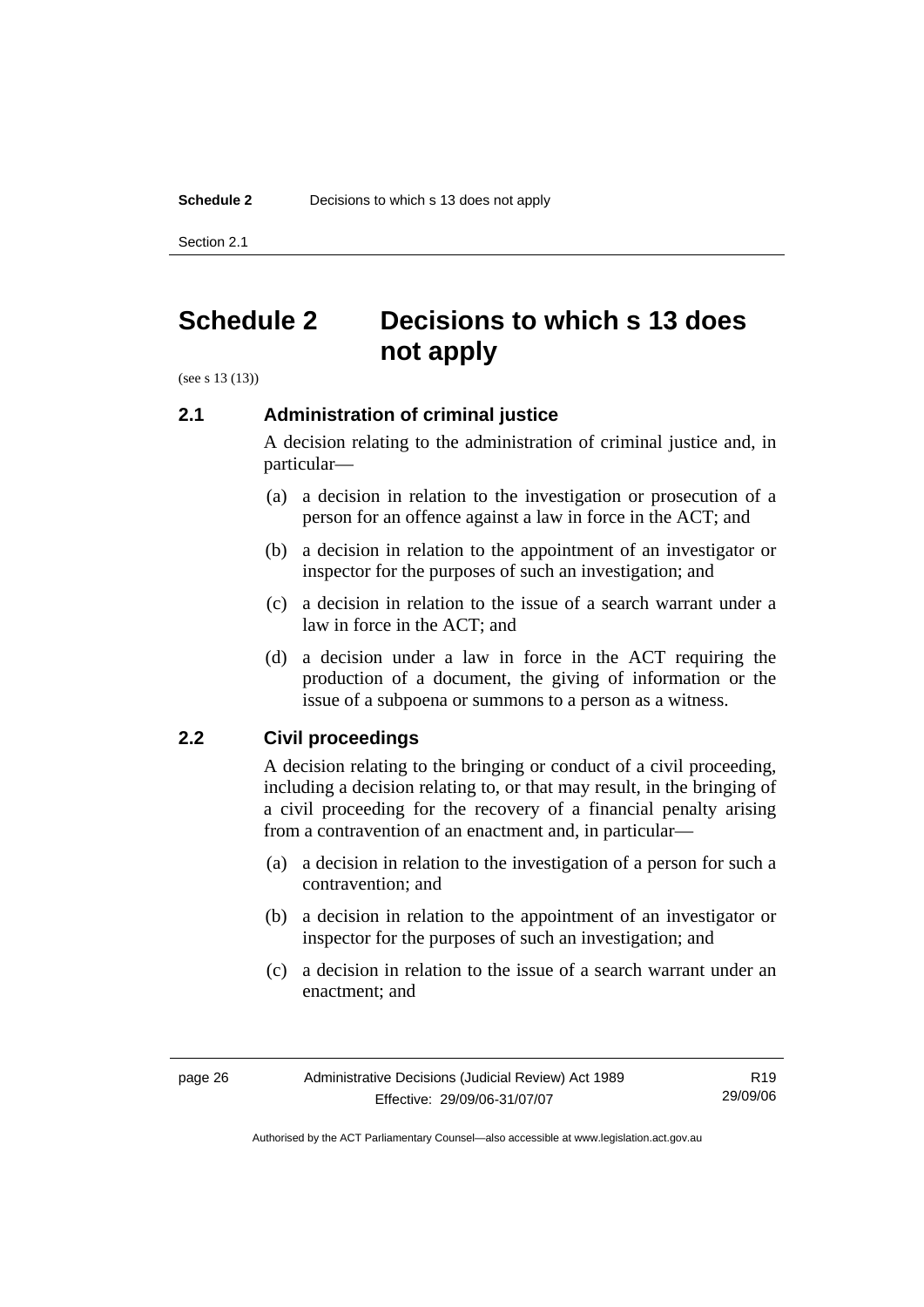# Schedule 2 Decisions to which s 13 does not apply

(see s 13 (13))

## 2.1 Administration of criminal justice

A decision relating to the administration of criminal justice and, in particular—

(a) a decision in relation to the investigation or prosecution of a person for an offence against a law in force in the ACT; and

(b) a decision in relation to the appointment of an investigator or inspector for the purposes of such an investigation; and

(c) a decision in relation to the issue of a search warrant under a law in force in the ACT; and

(d) a decision under a law in force in the ACT requiring the production of a document, the giving of information or the issue of a subpoena or summons to a person as a witness.

## 2.2 Civil proceedings

A decision relating to the bringing or conduct of a civil proceeding, including a decision relating to, or that may result, in the bringing of a civil proceeding for the recovery of a financial penalty arising from a contravention of an enactment and, in particular—

(a) a decision in relation to the investigation of a person for such a contravention; and

(b) a decision in relation to the appointment of an investigator or inspector for the purposes of such an investigation; and

(c) a decision in relation to the issue of a search warrant under an enactment; and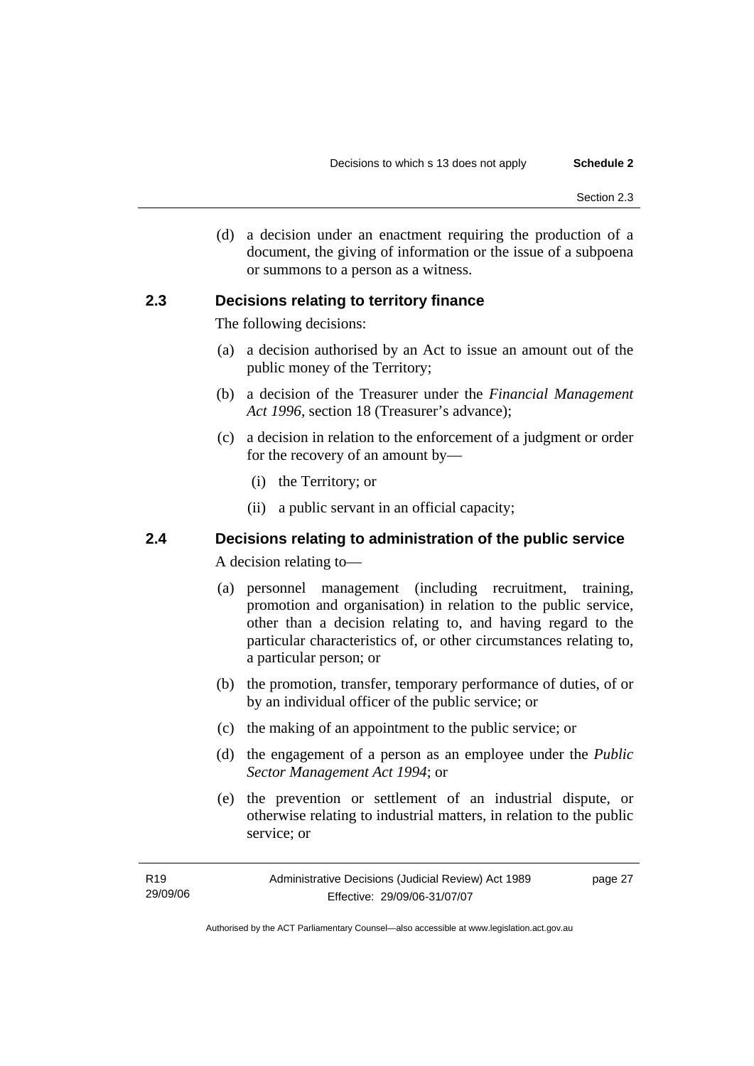(d) a decision under an enactment requiring the production of a document, the giving of information or the issue of a subpoena or summons to a person as a witness.

## 2.3 Decisions relating to territory finance

The following decisions:

(a) a decision authorised by an Act to issue an amount out of the public money of the Territory;

(b) a decision of the Treasurer under the *Financial Management Act 1996*, section 18 (Treasurer's advance);

(c) a decision in relation to the enforcement of a judgment or order for the recovery of an amount by—

  (i) the Territory; or

  (ii) a public servant in an official capacity;

## 2.4 Decisions relating to administration of the public service

A decision relating to—

(a) personnel management (including recruitment, training, promotion and organisation) in relation to the public service, other than a decision relating to, and having regard to the particular characteristics of, or other circumstances relating to, a particular person; or

(b) the promotion, transfer, temporary performance of duties, of or by an individual officer of the public service; or

(c) the making of an appointment to the public service; or

(d) the engagement of a person as an employee under the *Public Sector Management Act 1994*; or

(e) the prevention or settlement of an industrial dispute, or otherwise relating to industrial matters, in relation to the public service; or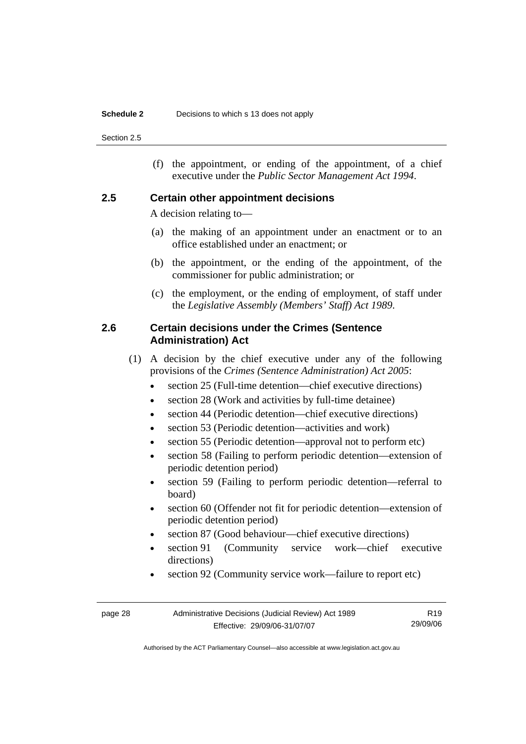(f) the appointment, or ending of the appointment, of a chief executive under the *Public Sector Management Act 1994*.

## 2.5 Certain other appointment decisions

A decision relating to—

(a) the making of an appointment under an enactment or to an office established under an enactment; or

(b) the appointment, or the ending of the appointment, of the commissioner for public administration; or

(c) the employment, or the ending of employment, of staff under the *Legislative Assembly (Members' Staff) Act 1989*.

## 2.6 Certain decisions under the Crimes (Sentence Administration) Act

(1) A decision by the chief executive under any of the following provisions of the *Crimes (Sentence Administration) Act 2005*:

- section 25 (Full-time detention—chief executive directions)
- section 28 (Work and activities by full-time detainee)
- section 44 (Periodic detention—chief executive directions)
- section 53 (Periodic detention—activities and work)
- section 55 (Periodic detention—approval not to perform etc)
- section 58 (Failing to perform periodic detention—extension of periodic detention period)
- section 59 (Failing to perform periodic detention—referral to board)
- section 60 (Offender not fit for periodic detention—extension of periodic detention period)
- section 87 (Good behaviour—chief executive directions)
- section 91 (Community service work—chief executive directions)
- section 92 (Community service work—failure to report etc)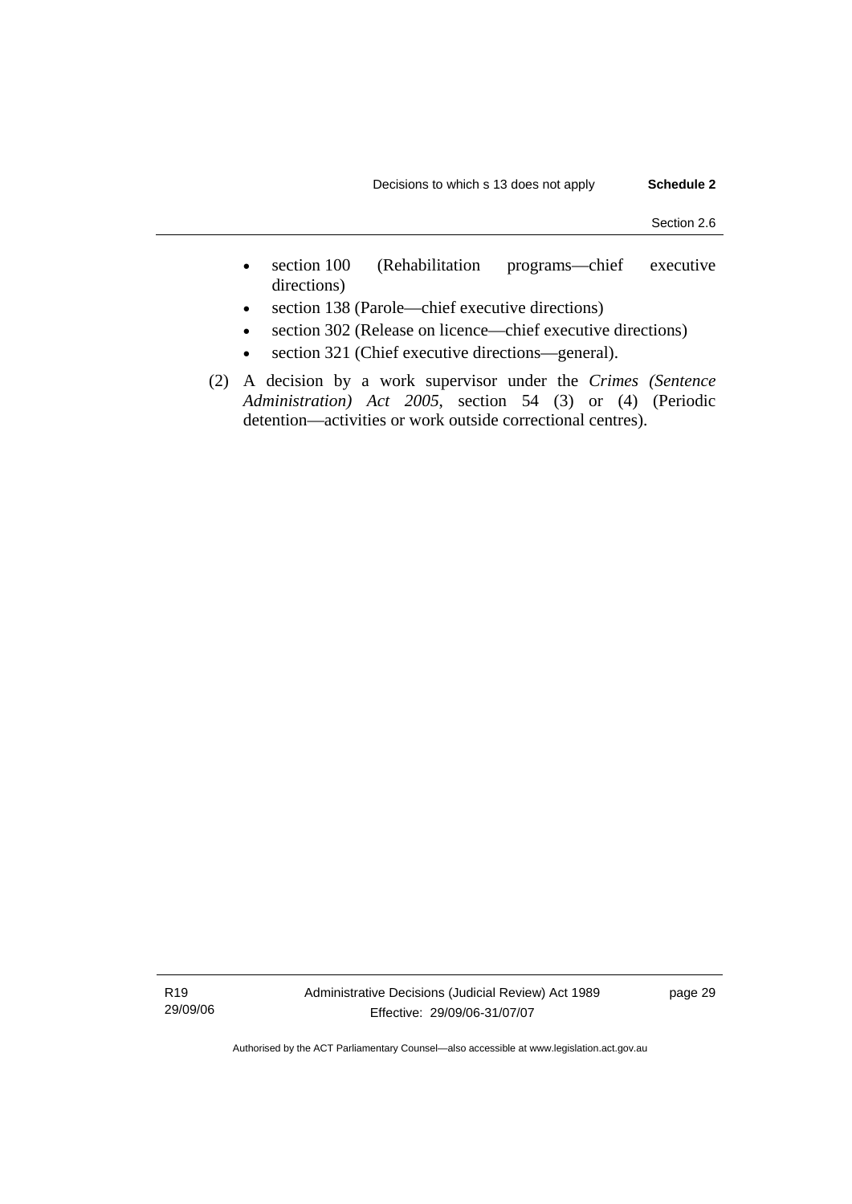- section 100 (Rehabilitation programs—chief executive directions)
- section 138 (Parole—chief executive directions)
- section 302 (Release on licence—chief executive directions)
- section 321 (Chief executive directions—general).

(2) A decision by a work supervisor under the *Crimes (Sentence Administration) Act 2005*, section 54 (3) or (4) (Periodic detention—activities or work outside correctional centres).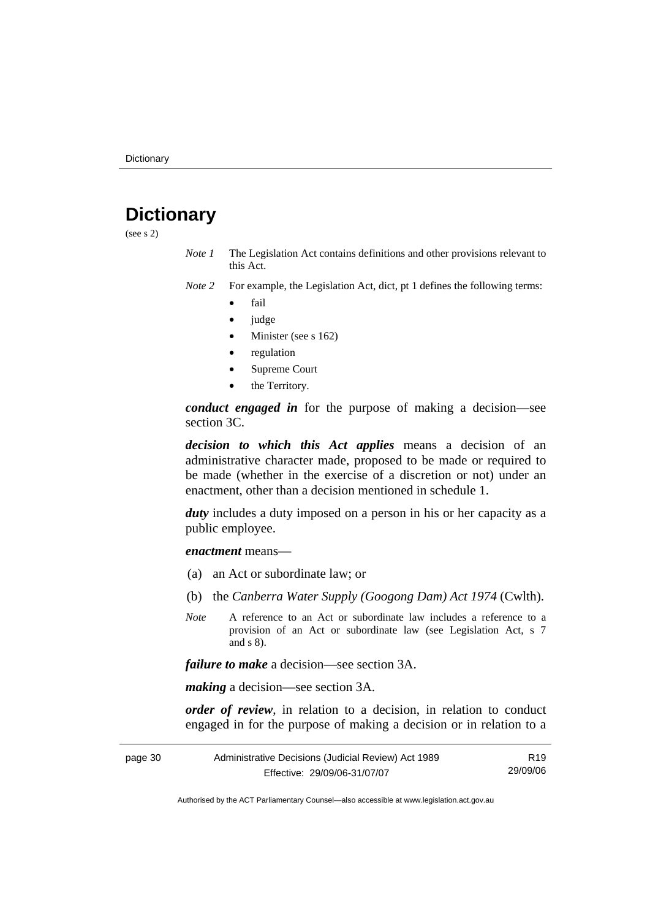# Dictionary

(see s 2)

*Note 1* The Legislation Act contains definitions and other provisions relevant to this Act.

*Note 2* For example, the Legislation Act, dict, pt 1 defines the following terms:

- fail
- judge
- Minister (see s 162)
- regulation
- Supreme Court
- the Territory.

***conduct engaged in*** for the purpose of making a decision—see section 3C.

***decision to which this Act applies*** means a decision of an administrative character made, proposed to be made or required to be made (whether in the exercise of a discretion or not) under an enactment, other than a decision mentioned in schedule 1.

***duty*** includes a duty imposed on a person in his or her capacity as a public employee.

***enactment*** means—

(a) an Act or subordinate law; or

(b) the *Canberra Water Supply (Googong Dam) Act 1974* (Cwlth).

*Note* A reference to an Act or subordinate law includes a reference to a provision of an Act or subordinate law (see Legislation Act, s 7 and s 8).

***failure to make*** a decision—see section 3A.

***making*** a decision—see section 3A.

***order of review***, in relation to a decision, in relation to conduct engaged in for the purpose of making a decision or in relation to a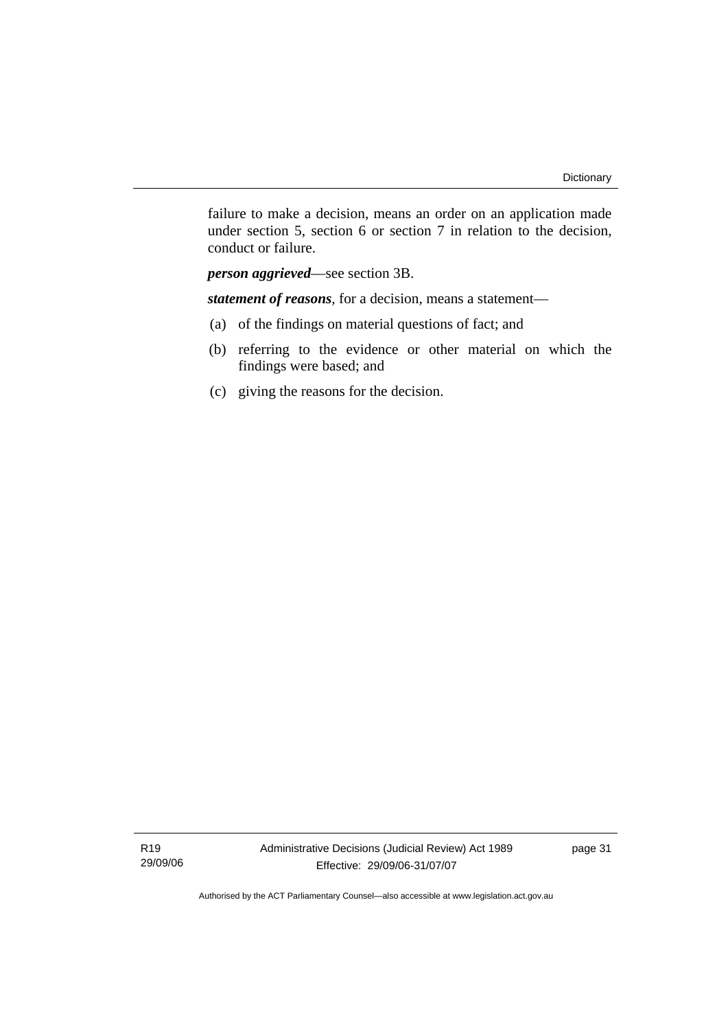failure to make a decision, means an order on an application made under section 5, section 6 or section 7 in relation to the decision, conduct or failure.

***person aggrieved***—see section 3B.

***statement of reasons***, for a decision, means a statement—

(a) of the findings on material questions of fact; and

(b) referring to the evidence or other material on which the findings were based; and

(c) giving the reasons for the decision.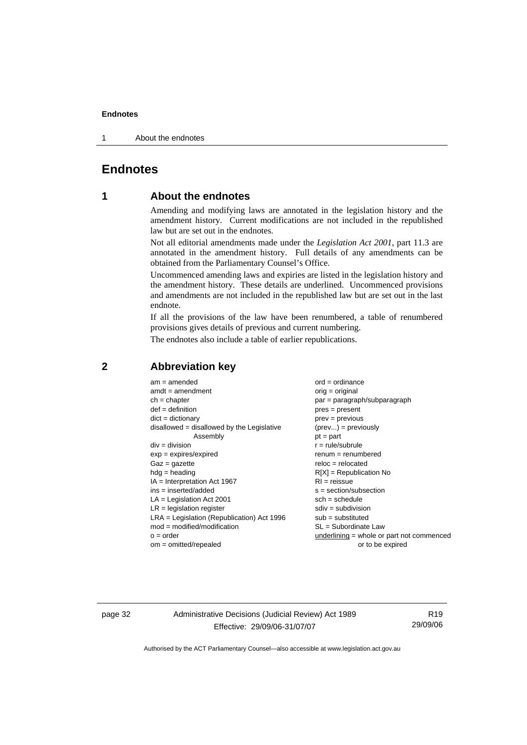# Endnotes

## 1 About the endnotes

Amending and modifying laws are annotated in the legislation history and the amendment history. Current modifications are not included in the republished law but are set out in the endnotes.

Not all editorial amendments made under the *Legislation Act 2001*, part 11.3 are annotated in the amendment history. Full details of any amendments can be obtained from the Parliamentary Counsel's Office.

Uncommenced amending laws and expiries are listed in the legislation history and the amendment history. These details are underlined. Uncommenced provisions and amendments are not included in the republished law but are set out in the last endnote.

If all the provisions of the law have been renumbered, a table of renumbered provisions gives details of previous and current numbering.

The endnotes also include a table of earlier republications.

## 2 Abbreviation key

am = amended
amdt = amendment
ch = chapter
def = definition
dict = dictionary
disallowed = disallowed by the Legislative Assembly
div = division
exp = expires/expired
Gaz = gazette
hdg = heading
IA = Interpretation Act 1967
ins = inserted/added
LA = Legislation Act 2001
LR = legislation register
LRA = Legislation (Republication) Act 1996
mod = modified/modification
o = order
om = omitted/repealed
ord = ordinance
orig = original
par = paragraph/subparagraph
pres = present
prev = previous
(prev...) = previously
pt = part
r = rule/subrule
renum = renumbered
reloc = relocated
R[X] = Republication No
RI = reissue
s = section/subsection
sch = schedule
sdiv = subdivision
sub = substituted
SL = Subordinate Law
underlining = whole or part not commenced or to be expired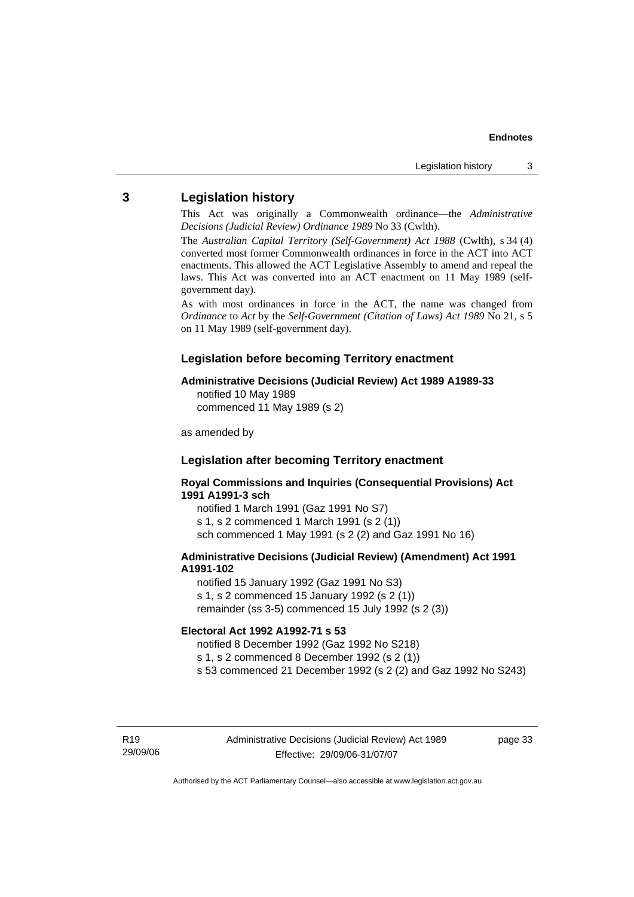## 3 Legislation history

This Act was originally a Commonwealth ordinance—the *Administrative Decisions (Judicial Review) Ordinance 1989* No 33 (Cwlth).

The *Australian Capital Territory (Self-Government) Act 1988* (Cwlth), s 34 (4) converted most former Commonwealth ordinances in force in the ACT into ACT enactments. This allowed the ACT Legislative Assembly to amend and repeal the laws. This Act was converted into an ACT enactment on 11 May 1989 (self-government day).

As with most ordinances in force in the ACT, the name was changed from *Ordinance* to *Act* by the *Self-Government (Citation of Laws) Act 1989* No 21, s 5 on 11 May 1989 (self-government day).

### Legislation before becoming Territory enactment

**Administrative Decisions (Judicial Review) Act 1989 A1989-33**
notified 10 May 1989
commenced 11 May 1989 (s 2)

as amended by

### Legislation after becoming Territory enactment

**Royal Commissions and Inquiries (Consequential Provisions) Act 1991 A1991-3 sch**
notified 1 March 1991 (Gaz 1991 No S7)
s 1, s 2 commenced 1 March 1991 (s 2 (1))
sch commenced 1 May 1991 (s 2 (2) and Gaz 1991 No 16)

**Administrative Decisions (Judicial Review) (Amendment) Act 1991 A1991-102**
notified 15 January 1992 (Gaz 1991 No S3)
s 1, s 2 commenced 15 January 1992 (s 2 (1))
remainder (ss 3-5) commenced 15 July 1992 (s 2 (3))

**Electoral Act 1992 A1992-71 s 53**
notified 8 December 1992 (Gaz 1992 No S218)
s 1, s 2 commenced 8 December 1992 (s 2 (1))
s 53 commenced 21 December 1992 (s 2 (2) and Gaz 1992 No S243)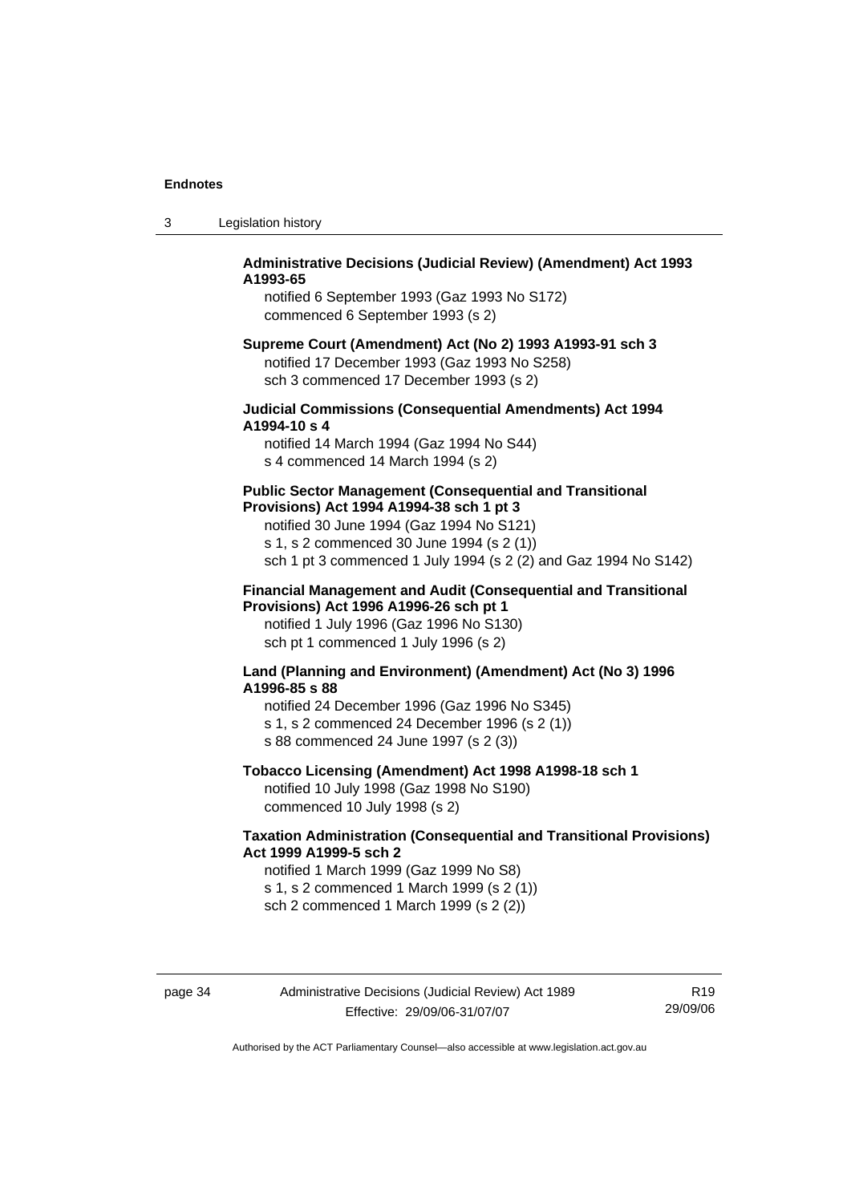**Administrative Decisions (Judicial Review) (Amendment) Act 1993 A1993-65**

notified 6 September 1993 (Gaz 1993 No S172)
commenced 6 September 1993 (s 2)

**Supreme Court (Amendment) Act (No 2) 1993 A1993-91 sch 3**

notified 17 December 1993 (Gaz 1993 No S258)
sch 3 commenced 17 December 1993 (s 2)

**Judicial Commissions (Consequential Amendments) Act 1994 A1994-10 s 4**

notified 14 March 1994 (Gaz 1994 No S44)
s 4 commenced 14 March 1994 (s 2)

**Public Sector Management (Consequential and Transitional Provisions) Act 1994 A1994-38 sch 1 pt 3**

notified 30 June 1994 (Gaz 1994 No S121)
s 1, s 2 commenced 30 June 1994 (s 2 (1))
sch 1 pt 3 commenced 1 July 1994 (s 2 (2) and Gaz 1994 No S142)

**Financial Management and Audit (Consequential and Transitional Provisions) Act 1996 A1996-26 sch pt 1**

notified 1 July 1996 (Gaz 1996 No S130)
sch pt 1 commenced 1 July 1996 (s 2)

**Land (Planning and Environment) (Amendment) Act (No 3) 1996 A1996-85 s 88**

notified 24 December 1996 (Gaz 1996 No S345)
s 1, s 2 commenced 24 December 1996 (s 2 (1))
s 88 commenced 24 June 1997 (s 2 (3))

**Tobacco Licensing (Amendment) Act 1998 A1998-18 sch 1**

notified 10 July 1998 (Gaz 1998 No S190)
commenced 10 July 1998 (s 2)

**Taxation Administration (Consequential and Transitional Provisions) Act 1999 A1999-5 sch 2**

notified 1 March 1999 (Gaz 1999 No S8)
s 1, s 2 commenced 1 March 1999 (s 2 (1))
sch 2 commenced 1 March 1999 (s 2 (2))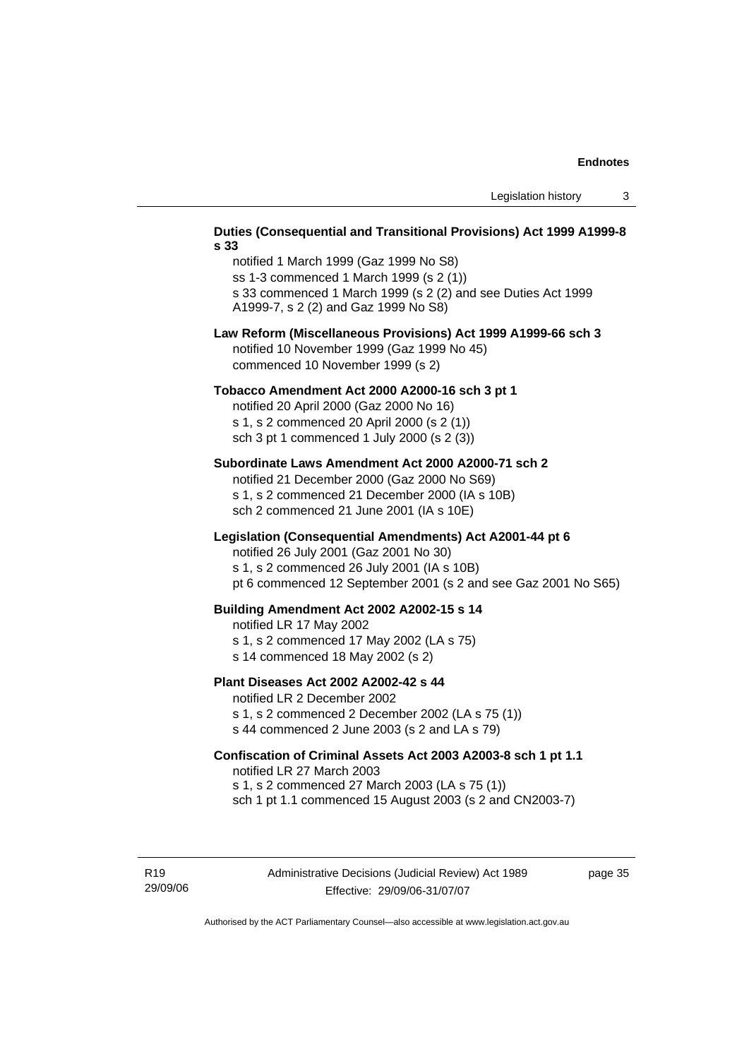**Duties (Consequential and Transitional Provisions) Act 1999 A1999-8 s 33**

notified 1 March 1999 (Gaz 1999 No S8)
ss 1-3 commenced 1 March 1999 (s 2 (1))
s 33 commenced 1 March 1999 (s 2 (2) and see Duties Act 1999 A1999-7, s 2 (2) and Gaz 1999 No S8)

**Law Reform (Miscellaneous Provisions) Act 1999 A1999-66 sch 3**

notified 10 November 1999 (Gaz 1999 No 45)
commenced 10 November 1999 (s 2)

**Tobacco Amendment Act 2000 A2000-16 sch 3 pt 1**

notified 20 April 2000 (Gaz 2000 No 16)
s 1, s 2 commenced 20 April 2000 (s 2 (1))
sch 3 pt 1 commenced 1 July 2000 (s 2 (3))

**Subordinate Laws Amendment Act 2000 A2000-71 sch 2**

notified 21 December 2000 (Gaz 2000 No S69)
s 1, s 2 commenced 21 December 2000 (IA s 10B)
sch 2 commenced 21 June 2001 (IA s 10E)

**Legislation (Consequential Amendments) Act A2001-44 pt 6**

notified 26 July 2001 (Gaz 2001 No 30)
s 1, s 2 commenced 26 July 2001 (IA s 10B)
pt 6 commenced 12 September 2001 (s 2 and see Gaz 2001 No S65)

**Building Amendment Act 2002 A2002-15 s 14**

notified LR 17 May 2002
s 1, s 2 commenced 17 May 2002 (LA s 75)
s 14 commenced 18 May 2002 (s 2)

**Plant Diseases Act 2002 A2002-42 s 44**

notified LR 2 December 2002
s 1, s 2 commenced 2 December 2002 (LA s 75 (1))
s 44 commenced 2 June 2003 (s 2 and LA s 79)

**Confiscation of Criminal Assets Act 2003 A2003-8 sch 1 pt 1.1**

notified LR 27 March 2003
s 1, s 2 commenced 27 March 2003 (LA s 75 (1))
sch 1 pt 1.1 commenced 15 August 2003 (s 2 and CN2003-7)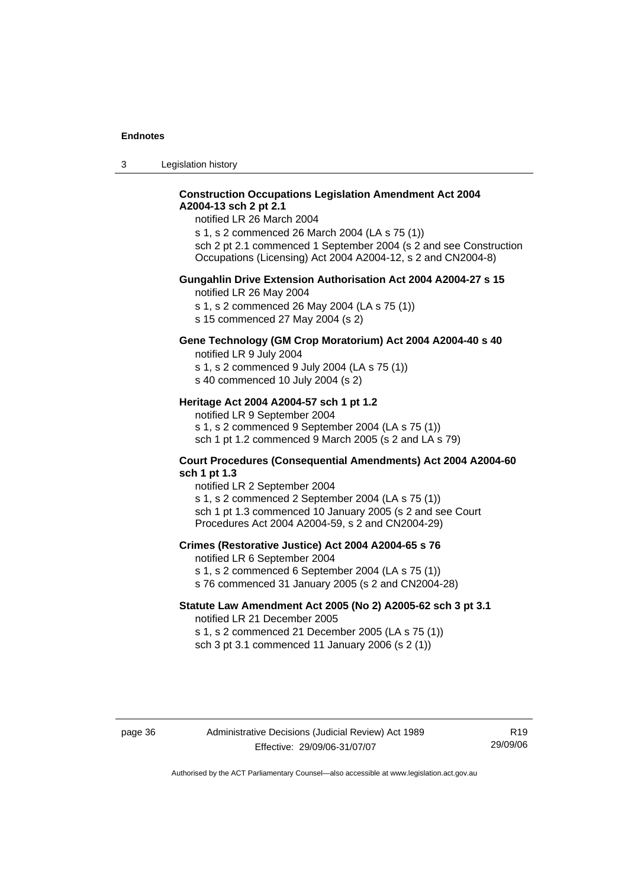**Construction Occupations Legislation Amendment Act 2004 A2004-13 sch 2 pt 2.1**

notified LR 26 March 2004

s 1, s 2 commenced 26 March 2004 (LA s 75 (1))

sch 2 pt 2.1 commenced 1 September 2004 (s 2 and see Construction Occupations (Licensing) Act 2004 A2004-12, s 2 and CN2004-8)

**Gungahlin Drive Extension Authorisation Act 2004 A2004-27 s 15**

notified LR 26 May 2004

s 1, s 2 commenced 26 May 2004 (LA s 75 (1))

s 15 commenced 27 May 2004 (s 2)

**Gene Technology (GM Crop Moratorium) Act 2004 A2004-40 s 40**

notified LR 9 July 2004

s 1, s 2 commenced 9 July 2004 (LA s 75 (1))

s 40 commenced 10 July 2004 (s 2)

**Heritage Act 2004 A2004-57 sch 1 pt 1.2**

notified LR 9 September 2004

s 1, s 2 commenced 9 September 2004 (LA s 75 (1))

sch 1 pt 1.2 commenced 9 March 2005 (s 2 and LA s 79)

**Court Procedures (Consequential Amendments) Act 2004 A2004-60 sch 1 pt 1.3**

notified LR 2 September 2004

s 1, s 2 commenced 2 September 2004 (LA s 75 (1))

sch 1 pt 1.3 commenced 10 January 2005 (s 2 and see Court Procedures Act 2004 A2004-59, s 2 and CN2004-29)

**Crimes (Restorative Justice) Act 2004 A2004-65 s 76**

notified LR 6 September 2004

s 1, s 2 commenced 6 September 2004 (LA s 75 (1))

s 76 commenced 31 January 2005 (s 2 and CN2004-28)

**Statute Law Amendment Act 2005 (No 2) A2005-62 sch 3 pt 3.1**

notified LR 21 December 2005

s 1, s 2 commenced 21 December 2005 (LA s 75 (1))

sch 3 pt 3.1 commenced 11 January 2006 (s 2 (1))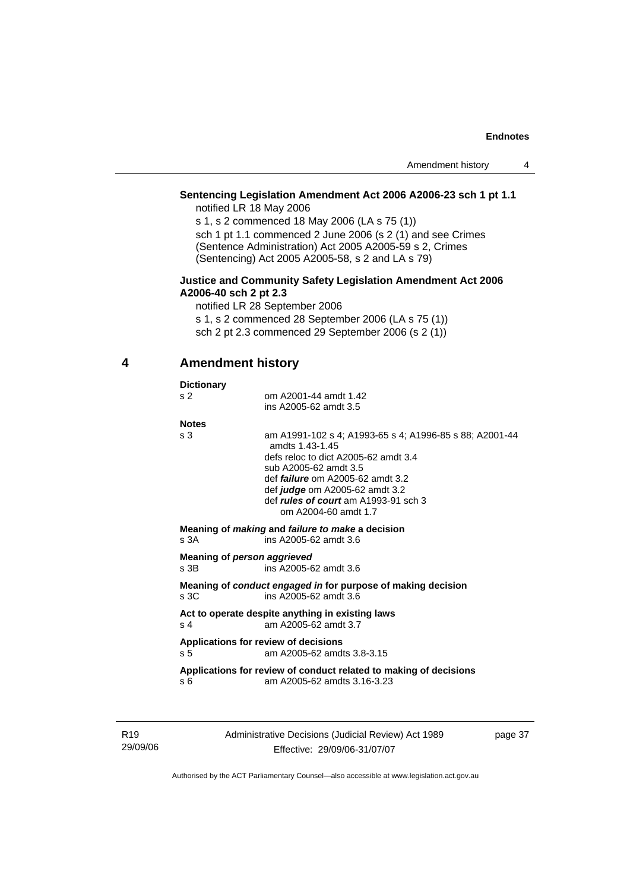**Sentencing Legislation Amendment Act 2006 A2006-23 sch 1 pt 1.1**

notified LR 18 May 2006

s 1, s 2 commenced 18 May 2006 (LA s 75 (1))

sch 1 pt 1.1 commenced 2 June 2006 (s 2 (1) and see Crimes (Sentence Administration) Act 2005 A2005-59 s 2, Crimes (Sentencing) Act 2005 A2005-58, s 2 and LA s 79)

**Justice and Community Safety Legislation Amendment Act 2006 A2006-40 sch 2 pt 2.3**

notified LR 28 September 2006

s 1, s 2 commenced 28 September 2006 (LA s 75 (1))

sch 2 pt 2.3 commenced 29 September 2006 (s 2 (1))

## 4 Amendment history

**Dictionary**

s 2 — om A2001-44 amdt 1.42
ins A2005-62 amdt 3.5

**Notes**

s 3 — am A1991-102 s 4; A1993-65 s 4; A1996-85 s 88; A2001-44 amdts 1.43-1.45
defs reloc to dict A2005-62 amdt 3.4
sub A2005-62 amdt 3.5
def ***failure*** om A2005-62 amdt 3.2
def ***judge*** om A2005-62 amdt 3.2
def ***rules of court*** am A1993-91 sch 3
om A2004-60 amdt 1.7

**Meaning of *making* and *failure to make* a decision**

s 3A — ins A2005-62 amdt 3.6

**Meaning of *person aggrieved***

s 3B — ins A2005-62 amdt 3.6

**Meaning of *conduct engaged in* for purpose of making decision**

s 3C — ins A2005-62 amdt 3.6

**Act to operate despite anything in existing laws**

s 4 — am A2005-62 amdt 3.7

**Applications for review of decisions**

s 5 — am A2005-62 amdts 3.8-3.15

**Applications for review of conduct related to making of decisions**

s 6 — am A2005-62 amdts 3.16-3.23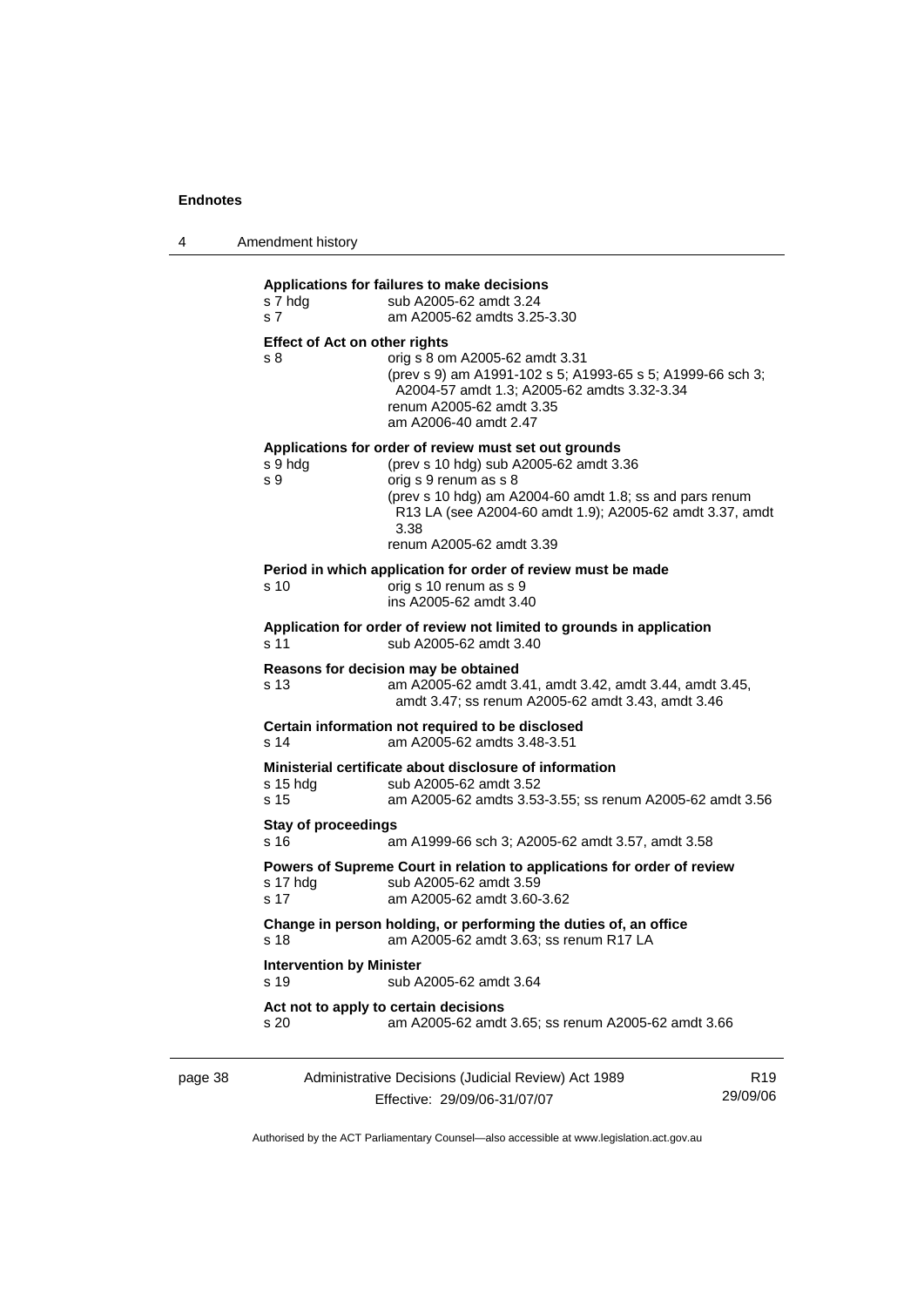**Applications for failures to make decisions**

s 7 hdg	sub A2005-62 amdt 3.24
s 7	am A2005-62 amdts 3.25-3.30

**Effect of Act on other rights**

s 8	orig s 8 om A2005-62 amdt 3.31
	(prev s 9) am A1991-102 s 5; A1993-65 s 5; A1999-66 sch 3; A2004-57 amdt 1.3; A2005-62 amdts 3.32-3.34
	renum A2005-62 amdt 3.35
	am A2006-40 amdt 2.47

**Applications for order of review must set out grounds**

s 9 hdg	(prev s 10 hdg) sub A2005-62 amdt 3.36
s 9	orig s 9 renum as s 8
	(prev s 10 hdg) am A2004-60 amdt 1.8; ss and pars renum R13 LA (see A2004-60 amdt 1.9); A2005-62 amdt 3.37, amdt 3.38
	renum A2005-62 amdt 3.39

**Period in which application for order of review must be made**

s 10	orig s 10 renum as s 9
	ins A2005-62 amdt 3.40

**Application for order of review not limited to grounds in application**

s 11	sub A2005-62 amdt 3.40

**Reasons for decision may be obtained**

s 13	am A2005-62 amdt 3.41, amdt 3.42, amdt 3.44, amdt 3.45, amdt 3.47; ss renum A2005-62 amdt 3.43, amdt 3.46

**Certain information not required to be disclosed**

s 14	am A2005-62 amdts 3.48-3.51

**Ministerial certificate about disclosure of information**

s 15 hdg	sub A2005-62 amdt 3.52
s 15	am A2005-62 amdts 3.53-3.55; ss renum A2005-62 amdt 3.56

**Stay of proceedings**

s 16	am A1999-66 sch 3; A2005-62 amdt 3.57, amdt 3.58

**Powers of Supreme Court in relation to applications for order of review**

s 17 hdg	sub A2005-62 amdt 3.59
s 17	am A2005-62 amdt 3.60-3.62

**Change in person holding, or performing the duties of, an office**

s 18	am A2005-62 amdt 3.63; ss renum R17 LA

**Intervention by Minister**

s 19	sub A2005-62 amdt 3.64

**Act not to apply to certain decisions**

s 20	am A2005-62 amdt 3.65; ss renum A2005-62 amdt 3.66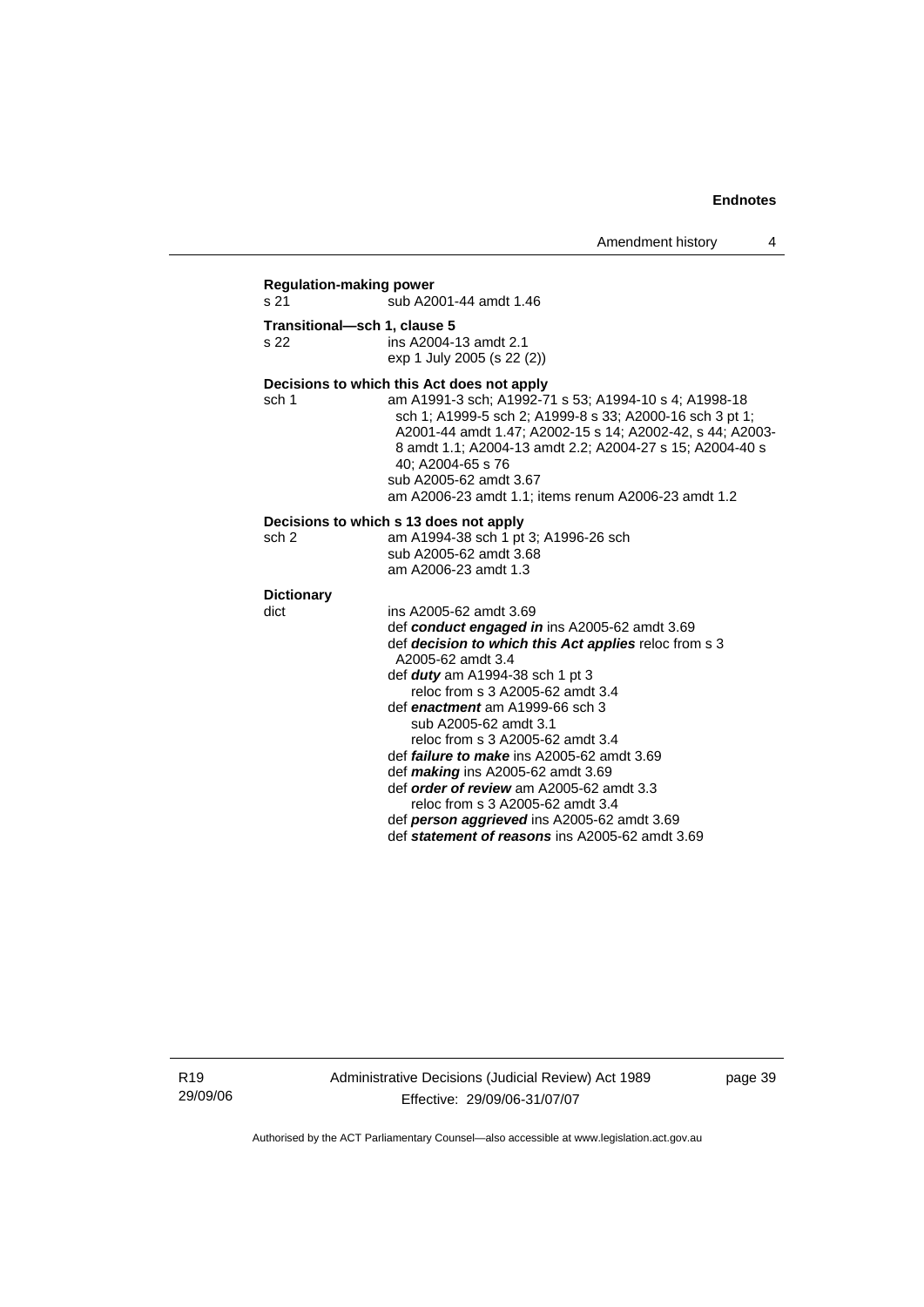**Regulation-making power**

s 21 sub A2001-44 amdt 1.46

**Transitional—sch 1, clause 5**

s 22 ins A2004-13 amdt 2.1
exp 1 July 2005 (s 22 (2))

**Decisions to which this Act does not apply**

sch 1 am A1991-3 sch; A1992-71 s 53; A1994-10 s 4; A1998-18 sch 1; A1999-5 sch 2; A1999-8 s 33; A2000-16 sch 3 pt 1; A2001-44 amdt 1.47; A2002-15 s 14; A2002-42, s 44; A2003-8 amdt 1.1; A2004-13 amdt 2.2; A2004-27 s 15; A2004-40 s 40; A2004-65 s 76
sub A2005-62 amdt 3.67
am A2006-23 amdt 1.1; items renum A2006-23 amdt 1.2

**Decisions to which s 13 does not apply**

sch 2 am A1994-38 sch 1 pt 3; A1996-26 sch
sub A2005-62 amdt 3.68
am A2006-23 amdt 1.3

**Dictionary**

dict ins A2005-62 amdt 3.69
def ***conduct engaged in*** ins A2005-62 amdt 3.69
def ***decision to which this Act applies*** reloc from s 3 A2005-62 amdt 3.4
def ***duty*** am A1994-38 sch 1 pt 3
reloc from s 3 A2005-62 amdt 3.4
def ***enactment*** am A1999-66 sch 3
sub A2005-62 amdt 3.1
reloc from s 3 A2005-62 amdt 3.4
def ***failure to make*** ins A2005-62 amdt 3.69
def ***making*** ins A2005-62 amdt 3.69
def ***order of review*** am A2005-62 amdt 3.3
reloc from s 3 A2005-62 amdt 3.4
def ***person aggrieved*** ins A2005-62 amdt 3.69
def ***statement of reasons*** ins A2005-62 amdt 3.69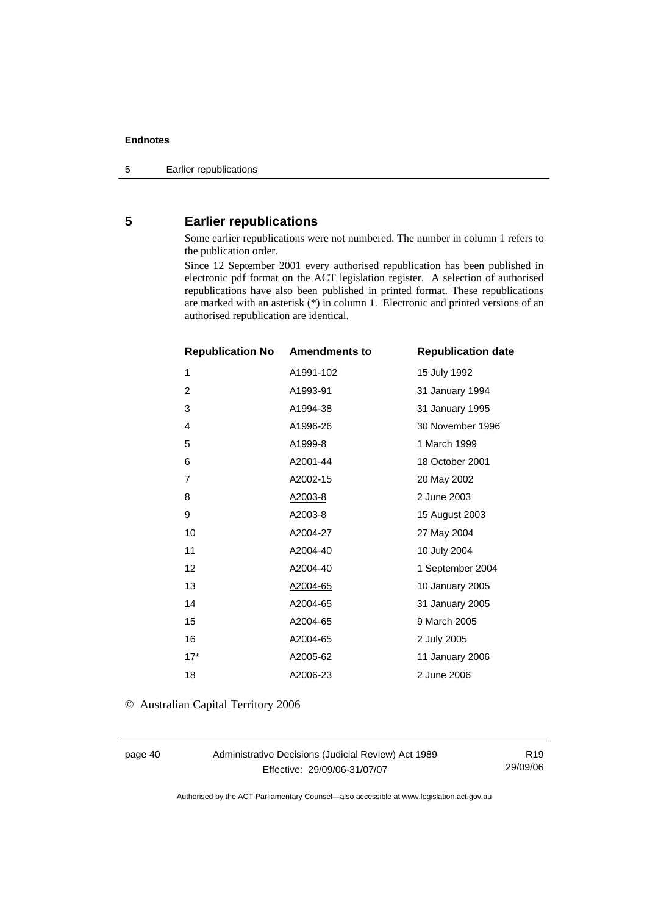## 5 Earlier republications

Some earlier republications were not numbered. The number in column 1 refers to the publication order.

Since 12 September 2001 every authorised republication has been published in electronic pdf format on the ACT legislation register. A selection of authorised republications have also been published in printed format. These republications are marked with an asterisk (*) in column 1. Electronic and printed versions of an authorised republication are identical.

| Republication No | Amendments to | Republication date |
|---|---|---|
| 1 | A1991-102 | 15 July 1992 |
| 2 | A1993-91 | 31 January 1994 |
| 3 | A1994-38 | 31 January 1995 |
| 4 | A1996-26 | 30 November 1996 |
| 5 | A1999-8 | 1 March 1999 |
| 6 | A2001-44 | 18 October 2001 |
| 7 | A2002-15 | 20 May 2002 |
| 8 | A2003-8 | 2 June 2003 |
| 9 | A2003-8 | 15 August 2003 |
| 10 | A2004-27 | 27 May 2004 |
| 11 | A2004-40 | 10 July 2004 |
| 12 | A2004-40 | 1 September 2004 |
| 13 | A2004-65 | 10 January 2005 |
| 14 | A2004-65 | 31 January 2005 |
| 15 | A2004-65 | 9 March 2005 |
| 16 | A2004-65 | 2 July 2005 |
| 17* | A2005-62 | 11 January 2006 |
| 18 | A2006-23 | 2 June 2006 |

© Australian Capital Territory 2006